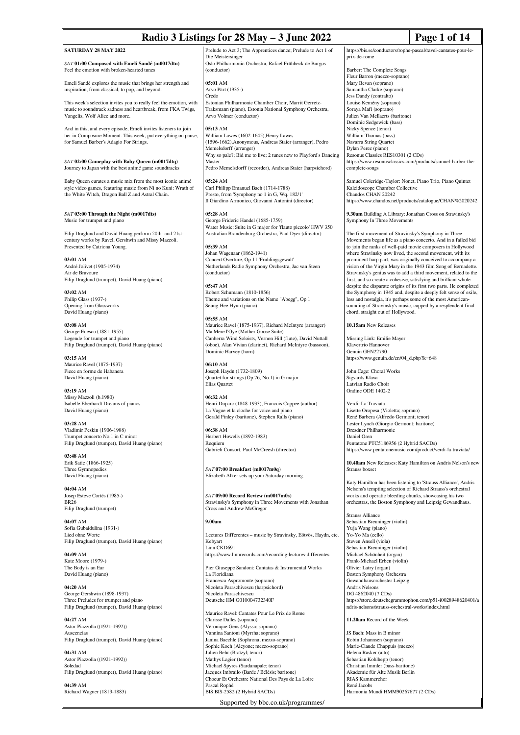# Radio 3 Listings for 28 May – 3 June 2022

## SATURDAY 28 MAY 2022

*SAT* **01:00 Composed with Emeli Sandé (m0017dtn)**
Feel the emotion with broken-hearted tunes

Emeli Sandé explores the music that brings her strength and inspiration, from classical, to pop, and beyond.

This week's selection invites you to really feel the emotion, with music to soundtrack sadness and heartbreak, from FKA Twigs, Vangelis, Wolf Alice and more.

And in this, and every episode, Emeli invites listeners to join her in Composure Moment. This week, put everything on pause, for Samuel Barber's Adagio For Strings.

*SAT* **02:00 Gameplay with Baby Queen (m0017dtq)**
Journey to Japan with the best animé game soundtracks

Baby Queen curates a music mix from the most iconic animé style video games, featuring music from Ni no Kuni: Wrath of the White Witch, Dragon Ball Z and Astral Chain.

*SAT* **03:00 Through the Night (m0017dts)**
Music for trumpet and piano

Filip Draglund and David Huang perform 20th- and 21st-century works by Ravel, Gershwin and Missy Mazzoli.
Presented by Catriona Young.

**03:01** AM
André Jolivet (1905-1974)
Air de Bravoure
Filip Draglund (trumpet), David Huang (piano)

**03:02** AM
Philip Glass (1937-)
Opening from Glassworks
David Huang (piano)

**03:08** AM
George Enescu (1881-1955)
Legende for trumpet and piano
Filip Draglund (trumpet), David Huang (piano)

**03:15** AM
Maurice Ravel (1875-1937)
Piece en forme de Habanera
David Huang (piano)

**03:19** AM
Missy Mazzoli (b.1980)
Isabelle Eberhardt Dreams of pianos
David Huang (piano)

**03:28** AM
Vladimir Peskin (1906-1988)
Trumpet concerto No.1 in C minor
Filip Draglund (trumpet), David Huang (piano)

**03:48** AM
Erik Satie (1866-1925)
Three Gymnopedies
David Huang (piano)

**04:04** AM
Josep Esteve Cortés (1985-)
BR26
Filip Draglund (trumpet)

**04:07** AM
Sofia Gubaidulina (1931-)
Lied ohne Worte
Filip Draglund (trumpet), David Huang (piano)

**04:09** AM
Kate Moore (1979-)
The Body is an Ear
David Huang (piano)

**04:20** AM
George Gershwin (1898-1937)
Three Preludes for trumpet and piano
Filip Draglund (trumpet), David Huang (piano)

**04:27** AM
Astor Piazzolla ((1921-1992))
Auscencias
Filip Draglund (trumpet), David Huang (piano)

**04:31** AM
Astor Piazzolla ((1921-1992))
Soledad
Filip Draglund (trumpet), David Huang (piano)

**04:39** AM
Richard Wagner (1813-1883)
Prelude to Act 3; The Apprentices dance; Prelude to Act 1 of Die Meistersinger
Oslo Philharmonic Orchestra, Rafael Frühbeck de Burgos (conductor)

**05:01** AM
Arvo Pärt (1935-)
Credo
Estonian Philharmonic Chamber Choir, Marrit Gerretz-Traksmann (piano), Estonia National Symphony Orchestra, Arvo Volmer (conductor)

**05:13** AM
William Lawes (1602-1645),Henry Lawes (1596-1662),Anonymous, Andreas Staier (arranger), Pedro Memelsdorff (arranger)
Why so pale?; Bid me to live; 2 tunes new to Playford's Dancing Master
Pedro Memelsdorff (recorder), Andreas Staier (harpsichord)

**05:24** AM
Carl Philipp Emanuel Bach (1714-1788)
Presto, from 'Symphony no 1 in G, Wq. 182/1'
Il Giardino Armonico, Giovanni Antonini (director)

**05:28** AM
George Frideric Handel (1685-1759)
Water Music: Suite in G major for 'flauto piccolo' HWV 350
Australian Brandenburg Orchestra, Paul Dyer (director)

**05:39** AM
Johan Wagenaar (1862-1941)
Concert Overture, Op 11 'Fruhlingsgewalt'
Netherlands Radio Symphony Orchestra, Jac van Steen (conductor)

**05:47** AM
Robert Schumann (1810-1856)
Theme and variations on the Name "Abegg", Op 1
Seung-Hee Hyun (piano)

**05:55** AM
Maurice Ravel (1875-1937), Richard McIntyre (arranger)
Ma Mere l'Oye (Mother Goose Suite)
Canberra Wind Soloists, Vernon Hill (flute), David Nuttall (oboe), Alan Vivian (clarinet), Richard McIntyre (bassoon), Dominic Harvey (horn)

**06:10** AM
Joseph Haydn (1732-1809)
Quartet for strings (Op.76, No.1) in G major
Elias Quartet

**06:32** AM
Henri Duparc (1848-1933), Francois Coppee (author)
La Vague et la cloche for voice and piano
Gerald Finley (baritone), Stephen Ralls (piano)

**06:38** AM
Herbert Howells (1892-1983)
Requiem
Gabrieli Consort, Paul McCreesh (director)

*SAT* **07:00 Breakfast (m0017m0q)**
Elizabeth Alker sets up your Saturday morning.

*SAT* **09:00 Record Review (m0017m0s)**
Stravinsky's Symphony in Three Movements with Jonathan Cross and Andrew McGregor

**9.00am**

Lectures Differentes – music by Stravinsky, Eötvös, Haydn, etc.
Kebyart
Linn CKD691
https://www.linnrecords.com/recording-lectures-differentes

Pier Giuseppe Sandoni: Cantatas & Instrumental Works
La Floridiana
Francesca Aspromonte (soprano)
Nicoleta Paraschivescu (harpsichord)
Nicoleta Paraschivescu
Deutsche HM G010004732340F

Maurice Ravel: Cantates Pour Le Prix de Rome
Clarisse Dalles (soprano)
Véronique Gens (Alyssa; soprano)
Vannina Santoni (Myrrha; soprano)
Janina Baechle (Sophrona; mezzo-soprano)
Sophie Koch (Alcyone; mezzo-soprano)
Julien Behr (Braïzyl; tenor)
Mathys Lagier (tenor)
Michael Spyres (Sardanapale; tenor)
Jacques Imbrailo (Barde / Bélésis; baritone)
Choeur Et Orchestre National Des Pays de La Loire
Pascal Rophé
BIS BIS-2582 (2 Hybrid SACDs)
https://bis.se/conductors/rophe-pascal/ravel-cantates-pour-le-prix-de-rome

Barber: The Complete Songs
Fleur Barron (mezzo-soprano)
Mary Bevan (soprano)
Samantha Clarke (soprano)
Jess Dandy (contralto)
Louise Kemény (soprano)
Soraya Mafi (soprano)
Julien Van Mellaerts (baritone)
Dominic Sedgewick (bass)
Nicky Spence (tenor)
William Thomas (bass)
Navarra String Quartet
Dylan Perez (piano)
Resonus Classics RES10301 (2 CDs)
https://www.resonusclassics.com/products/samuel-barber-the-complete-songs

Samuel Coleridge-Taylor: Nonet, Piano Trio, Piano Quintet
Kaleidoscope Chamber Collective
Chandos CHAN 20242
https://www.chandos.net/products/catalogue/CHAN%2020242

**9.30am** Building A Library: Jonathan Cross on Stravinsky's Symphony In Three Movements

The first movement of Stravinsky's Symphony in Three Movements began life as a piano concerto. And in a failed bid to join the ranks of well-paid movie composers in Hollywood where Stravinsky now lived, the second movement, with its prominent harp part, was originally conceived to accompany a vision of the Virgin Mary in the 1943 film Song of Bernadette. Stravinsky's genius was to add a third movement, related to the first, and so create a cohesive, satisfying and brilliant whole despite the disparate origins of its first two parts. He completed the Symphony in 1945 and, despite a deeply felt sense of exile, loss and nostalgia, it's perhaps some of the most American-sounding of Stravinsky's music, capped by a resplendent final chord, straight out of Hollywood.

**10.15am** New Releases

Missing Link: Emilie Mayer
Klavertrio Hannover
Genuin GEN22790
https://www.genuin.de/en/04_d.php?k=648

John Cage: Choral Works
Sigvards Klava
Latvian Radio Choir
Ondine ODE 1402-2

Verdi: La Traviata
Lisette Oropesa (Violetta; soprano)
René Barbera (Alfredo Germont; tenor)
Lester Lynch (Giorgio Germont; baritone)
Dresdner Philharmonie
Daniel Oren
Pentatone PTC5186956 (2 Hybrid SACDs)
https://www.pentatonemusic.com/product/verdi-la-traviata/

**10.40am** New Releases: Katy Hamilton on Andris Nelson's new Strauss boxset

Katy Hamilton has been listening to 'Strauss Alliance', Andris Nelsons's tempting selection of Richard Strauss's orchestral works and operatic bleeding chunks, showcasing his two orchestras, the Boston Symphony and Leipzig Gewandhaus.

Strauss Alliance
Sebastian Breuninger (violin)
Yuja Wang (piano)
Yo-Yo Ma (cello)
Steven Ansell (viola)
Sebastian Breuninger (violin)
Michael Schönheit (organ)
Frank-Michael Erben (violin)
Olivier Latry (organ)
Boston Symphony Orchestra
Gewandhausorchester Leipzig
Andris Nelsons
DG 4862040 (7 CDs)
https://store.deutschegrammophon.com/p51-i0028948620401/andris-nelsons/strauss-orchestral-works/index.html

**11.20am** Record of the Week

JS Bach: Mass in B minor
Robin Johannsen (soprano)
Marie-Claude Chappuis (mezzo)
Helena Rasker (alto)
Sebastian Kohlhepp (tenor)
Christian Immler (bass-baritone)
Akademie für Alte Musik Berlin
RIAS Kammerchor
René Jacobs
Harmonia Mundi HMM90267677 (2 CDs)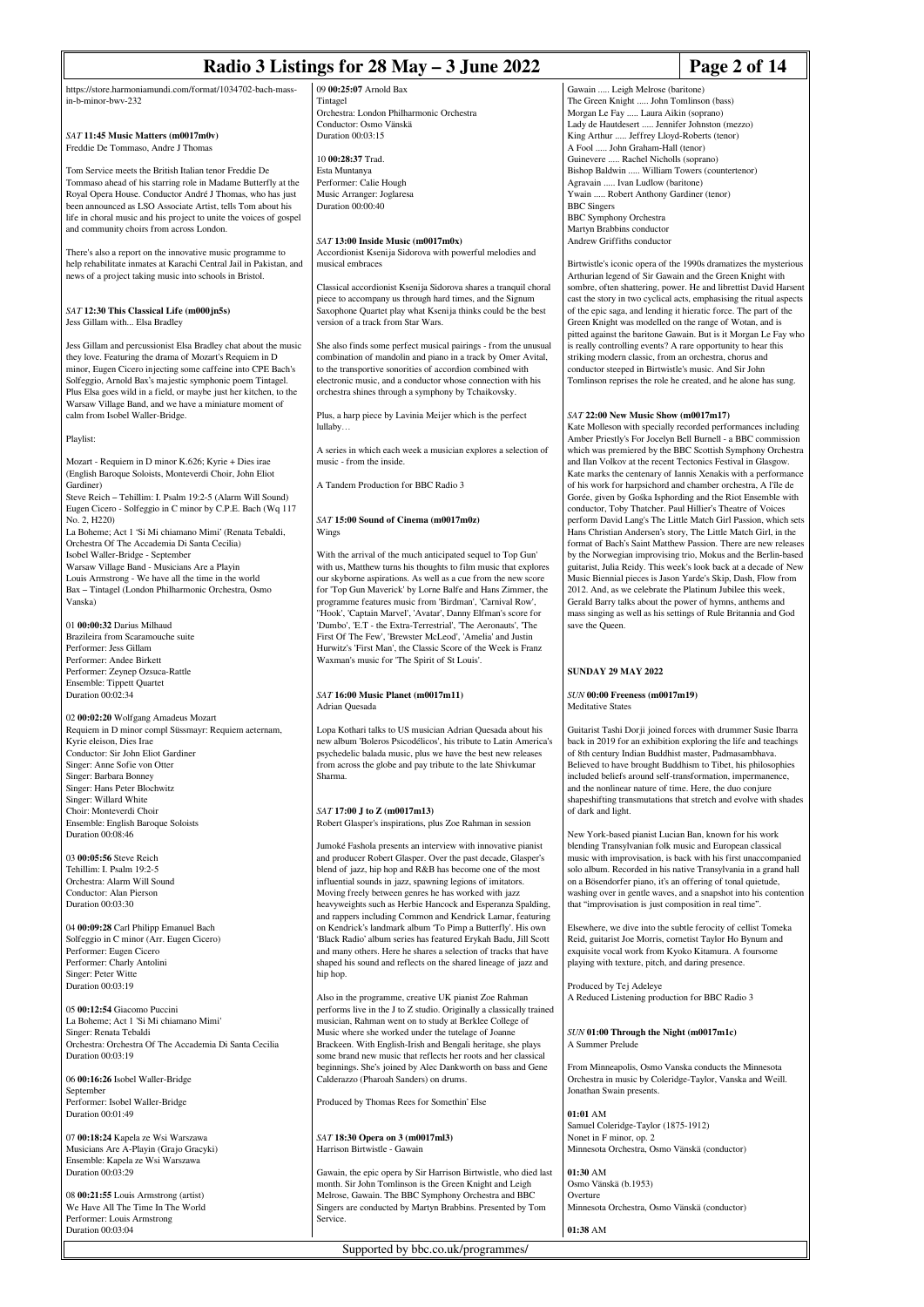https://store.harmoniamundi.com/format/1034702-bach-mass-in-b-minor-bwv-232

*SAT* **11:45 Music Matters (m0017m0v)**
Freddie De Tommaso, Andre J Thomas

Tom Service meets the British Italian tenor Freddie De Tommaso ahead of his starring role in Madame Butterfly at the Royal Opera House. Conductor André J Thomas, who has just been announced as LSO Associate Artist, tells Tom about his life in choral music and his project to unite the voices of gospel and community choirs from across London.

There's also a report on the innovative music programme to help rehabilitate inmates at Karachi Central Jail in Pakistan, and news of a project taking music into schools in Bristol.

*SAT* **12:30 This Classical Life (m000jn5s)**
Jess Gillam with... Elsa Bradley

Jess Gillam and percussionist Elsa Bradley chat about the music they love. Featuring the drama of Mozart's Requiem in D minor, Eugen Cicero injecting some caffeine into CPE Bach's Solfeggio, Arnold Bax's majestic symphonic poem Tintagel. Plus Elsa goes wild in a field, or maybe just her kitchen, to the Warsaw Village Band, and we have a miniature moment of calm from Isobel Waller-Bridge.

Playlist:

Mozart - Requiem in D minor K.626; Kyrie + Dies irae (English Baroque Soloists, Monteverdi Choir, John Eliot Gardiner)
Steve Reich – Tehillim: I. Psalm 19:2-5 (Alarm Will Sound)
Eugen Cicero - Solfeggio in C minor by C.P.E. Bach (Wq 117 No. 2, H220)
La Boheme; Act 1 'Si Mi chiamano Mimi' (Renata Tebaldi, Orchestra Of The Accademia Di Santa Cecilia)
Isobel Waller-Bridge - September
Warsaw Village Band - Musicians Are a Playin
Louis Armstrong - We have all the time in the world
Bax – Tintagel (London Philharmonic Orchestra, Osmo Vanska)

01 **00:00:32** Darius Milhaud
Brazileira from Scaramouche suite
Performer: Jess Gillam
Performer: Andee Birkett
Performer: Zeynep Ozsuca-Rattle
Ensemble: Tippett Quartet
Duration 00:02:34

02 **00:02:20** Wolfgang Amadeus Mozart
Requiem in D minor compl Süssmayr: Requiem aeternam, Kyrie eleison, Dies Irae
Conductor: Sir John Eliot Gardiner
Singer: Anne Sofie von Otter
Singer: Barbara Bonney
Singer: Hans Peter Blochwitz
Singer: Willard White
Choir: Monteverdi Choir
Ensemble: English Baroque Soloists
Duration 00:08:46

03 **00:05:56** Steve Reich
Tehillim: I. Psalm 19:2-5
Orchestra: Alarm Will Sound
Conductor: Alan Pierson
Duration 00:03:30

04 **00:09:28** Carl Philipp Emanuel Bach
Solfeggio in C minor (Arr. Eugen Cicero)
Performer: Eugen Cicero
Performer: Charly Antolini
Singer: Peter Witte
Duration 00:03:19

05 **00:12:54** Giacomo Puccini
La Boheme; Act 1 'Si Mi chiamano Mimi'
Singer: Renata Tebaldi
Orchestra: Orchestra Of The Accademia Di Santa Cecilia
Duration 00:03:19

06 **00:16:26** Isobel Waller-Bridge
September
Performer: Isobel Waller-Bridge
Duration 00:01:49

07 **00:18:24** Kapela ze Wsi Warszawa
Musicians Are A-Playin (Grajo Gracyki)
Ensemble: Kapela ze Wsi Warszawa
Duration 00:03:29

08 **00:21:55** Louis Armstrong (artist)
We Have All The Time In The World
Performer: Louis Armstrong
Duration 00:03:04

09 **00:25:07** Arnold Bax
Tintagel
Orchestra: London Philharmonic Orchestra
Conductor: Osmo Vänskä
Duration 00:03:15

10 **00:28:37** Trad.
Esta Muntanya
Performer: Calie Hough
Music Arranger: Joglaresa
Duration 00:00:40

*SAT* **13:00 Inside Music (m0017m0x)**
Accordionist Ksenija Sidorova with powerful melodies and musical embraces

Classical accordionist Ksenija Sidorova shares a tranquil choral piece to accompany us through hard times, and the Signum Saxophone Quartet play what Ksenija thinks could be the best version of a track from Star Wars.

She also finds some perfect musical pairings - from the unusual combination of mandolin and piano in a track by Omer Avital, to the transportive sonorities of accordion combined with electronic music, and a conductor whose connection with his orchestra shines through a symphony by Tchaikovsky.

Plus, a harp piece by Lavinia Meijer which is the perfect lullaby…

A series in which each week a musician explores a selection of music - from the inside.

A Tandem Production for BBC Radio 3

*SAT* **15:00 Sound of Cinema (m0017m0z)**
Wings

With the arrival of the much anticipated sequel to Top Gun' with us, Matthew turns his thoughts to film music that explores our skyborne aspirations. As well as a cue from the new score for 'Top Gun Maverick' by Lorne Balfe and Hans Zimmer, the programme features music from 'Birdman', 'Carnival Row', 'Captain Marvel', 'Avatar', Danny Elfman's score for ''Hook', 'Captain Marvel', 'Avatar', Danny Elfman's score for 'Dumbo', 'E.T - the Extra-Terrestrial', 'The Aeronauts', 'The First Of The Few', 'Brewster McLeod', 'Amelia' and Justin Hurwitz's 'First Man', the Classic Score of the Week is Franz Waxman's music for 'The Spirit of St Louis'.

*SAT* **16:00 Music Planet (m0017m11)**
Adrian Quesada

Lopa Kothari talks to US musician Adrian Quesada about his new album 'Boleros Psicodélicos', his tribute to Latin America's psychedelic balada music, plus we have the best new releases from across the globe and pay tribute to the late Shivkumar Sharma.

*SAT* **17:00 J to Z (m0017m13)**
Robert Glasper's inspirations, plus Zoe Rahman in session

Jumoké Fashola presents an interview with innovative pianist and producer Robert Glasper. Over the past decade, Glasper's blend of jazz, hip hop and R&B has become one of the most influential sounds in jazz, spawning legions of imitators. Moving freely between genres he has worked with jazz heavyweights such as Herbie Hancock and Esperanza Spalding, and rappers including Common and Kendrick Lamar, featuring on Kendrick's landmark album 'To Pimp a Butterfly'. His own 'Black Radio' album series has featured Erykah Badu, Jill Scott and many others. Here he shares a selection of tracks that have shaped his sound and reflects on the shared lineage of jazz and hip hop.

Also in the programme, creative UK pianist Zoe Rahman performs live in the J to Z studio. Originally a classically trained musician, Rahman went on to study at Berklee College of Music where she worked under the tutelage of Joanne Brackeen. With English-Irish and Bengali heritage, she plays some brand new music that reflects her roots and her classical beginnings. She's joined by Alec Dankworth on bass and Gene Calderazzo (Pharoah Sanders) on drums.

Produced by Thomas Rees for Somethin' Else

*SAT* **18:30 Opera on 3 (m0017ml3)**
Harrison Birtwistle - Gawain

Gawain, the epic opera by Sir Harrison Birtwistle, who died last month. Sir John Tomlinson is the Green Knight and Leigh Melrose, Gawain. The BBC Symphony Orchestra and BBC Singers are conducted by Martyn Brabbins. Presented by Tom Service.

Gawain ..... Leigh Melrose (baritone)
The Green Knight ..... John Tomlinson (bass)
Morgan Le Fay ..... Laura Aikin (soprano)
Lady de Hautdesert ..... Jennifer Johnston (mezzo)
King Arthur ..... Jeffrey Lloyd-Roberts (tenor)
A Fool ..... John Graham-Hall (tenor)
Guinevere ..... Rachel Nicholls (soprano)
Bishop Baldwin ..... William Towers (countertenor)
Agravain ..... Ivan Ludlow (baritone)
Ywain ..... Robert Anthony Gardiner (tenor)
BBC Singers
BBC Symphony Orchestra
Martyn Brabbins conductor
Andrew Griffiths conductor

Birtwistle's iconic opera of the 1990s dramatizes the mysterious Arthurian legend of Sir Gawain and the Green Knight with sombre, often shattering, power. He and librettist David Harsent cast the story in two cyclical acts, emphasising the ritual aspects of the epic saga, and lending it hieratic force. The part of the Green Knight was modelled on the range of Wotan, and is pitted against the baritone Gawain. But is it Morgan Le Fay who is really controlling events? A rare opportunity to hear this striking modern classic, from an orchestra, chorus and conductor steeped in Birtwistle's music. And Sir John Tomlinson reprises the role he created, and he alone has sung.

*SAT* **22:00 New Music Show (m0017m17)**
Kate Molleson with specially recorded performances including Amber Priestly's For Jocelyn Bell Burnell - a BBC commission which was premiered by the BBC Scottish Symphony Orchestra and Ilan Volkov at the recent Tectonics Festival in Glasgow. Kate marks the centenary of Iannis Xenakis with a performance of his work for harpsichord and chamber orchestra, A l'île de Gorée, given by Goška Isphording and the Riot Ensemble with conductor, Toby Thatcher. Paul Hillier's Theatre of Voices perform David Lang's The Little Match Girl Passion, which sets Hans Christian Andersen's story, The Little Match Girl, in the format of Bach's Saint Matthew Passion. There are new releases by the Norwegian improvising trio, Mokus and the Berlin-based guitarist, Julia Reidy. This week's look back at a decade of New Music Biennial pieces is Jason Yarde's Skip, Dash, Flow from 2012. And, as we celebrate the Platinum Jubilee this week, Gerald Barry talks about the power of hymns, anthems and mass singing as well as his settings of Rule Britannia and God save the Queen.

**SUNDAY 29 MAY 2022**

*SUN* **00:00 Freeness (m0017m19)**
Meditative States

Guitarist Tashi Dorji joined forces with drummer Susie Ibarra back in 2019 for an exhibition exploring the life and teachings of 8th century Indian Buddhist master, Padmasambhava. Believed to have brought Buddhism to Tibet, his philosophies included beliefs around self-transformation, impermanence, and the nonlinear nature of time. Here, the duo conjure shapeshifting transmutations that stretch and evolve with shades of dark and light.

New York-based pianist Lucian Ban, known for his work blending Transylvanian folk music and European classical music with improvisation, is back with his first unaccompanied solo album. Recorded in his native Transylvania in a grand hall on a Bösendorfer piano, it's an offering of tonal quietude, washing over in gentle waves, and a snapshot into his contention that "improvisation is just composition in real time".

Elsewhere, we dive into the subtle ferocity of cellist Tomeka Reid, guitarist Joe Morris, cornetist Taylor Ho Bynum and exquisite vocal work from Kyoko Kitamura. A foursome playing with texture, pitch, and daring presence.

Produced by Tej Adeleye
A Reduced Listening production for BBC Radio 3

*SUN* **01:00 Through the Night (m0017m1c)**
A Summer Prelude

From Minneapolis, Osmo Vanska conducts the Minnesota Orchestra in music by Coleridge-Taylor, Vanska and Weill. Jonathan Swain presents.

**01:01** AM
Samuel Coleridge-Taylor (1875-1912)
Nonet in F minor, op. 2
Minnesota Orchestra, Osmo Vänskä (conductor)

**01:30** AM
Osmo Vänskä (b.1953)
Overture
Minnesota Orchestra, Osmo Vänskä (conductor)

**01:38** AM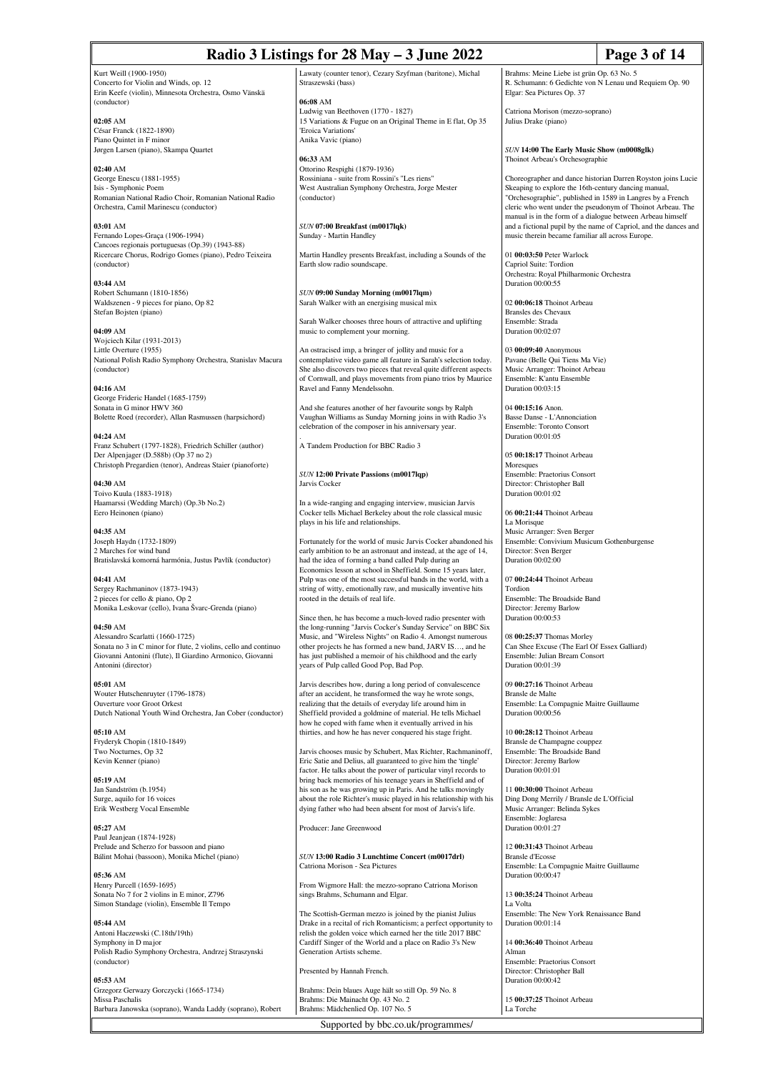Kurt Weill (1900-1950)
Concerto for Violin and Winds, op. 12
Erin Keefe (violin), Minnesota Orchestra, Osmo Vänskä (conductor)

**02:05** AM
César Franck (1822-1890)
Piano Quintet in F minor
Jørgen Larsen (piano), Skampa Quartet

**02:40** AM
George Enescu (1881-1955)
Isis - Symphonic Poem
Romanian National Radio Choir, Romanian National Radio Orchestra, Camil Marinescu (conductor)

**03:01** AM
Fernando Lopes-Graça (1906-1994)
Cancoes regionais portuguesas (Op.39) (1943-88)
Ricercare Chorus, Rodrigo Gomes (piano), Pedro Teixeira (conductor)

**03:44** AM
Robert Schumann (1810-1856)
Waldszenen - 9 pieces for piano, Op 82
Stefan Bojsten (piano)

**04:09** AM
Wojciech Kilar (1931-2013)
Little Overture (1955)
National Polish Radio Symphony Orchestra, Stanislav Macura (conductor)

**04:16** AM
George Frideric Handel (1685-1759)
Sonata in G minor HWV 360
Bolette Roed (recorder), Allan Rasmussen (harpsichord)

**04:24** AM
Franz Schubert (1797-1828), Friedrich Schiller (author)
Der Alpenjager (D.588b) (Op 37 no 2)
Christoph Pregardien (tenor), Andreas Staier (pianoforte)

**04:30** AM
Toivo Kuula (1883-1918)
Haamarssi (Wedding March) (Op.3b No.2)
Eero Heinonen (piano)

**04:35** AM
Joseph Haydn (1732-1809)
2 Marches for wind band
Bratislavská komorná harmónia, Justus Pavlík (conductor)

**04:41** AM
Sergey Rachmaninov (1873-1943)
2 pieces for cello & piano, Op 2
Monika Leskovar (cello), Ivana Švarc-Grenda (piano)

**04:50** AM
Alessandro Scarlatti (1660-1725)
Sonata no 3 in C minor for flute, 2 violins, cello and continuo
Giovanni Antonini (flute), Il Giardino Armonico, Giovanni Antonini (director)

**05:01** AM
Wouter Hutschenruyter (1796-1878)
Ouverture voor Groot Orkest
Dutch National Youth Wind Orchestra, Jan Cober (conductor)

**05:10** AM
Fryderyk Chopin (1810-1849)
Two Nocturnes, Op 32
Kevin Kenner (piano)

**05:19** AM
Jan Sandström (b.1954)
Surge, aquilo for 16 voices
Erik Westberg Vocal Ensemble

**05:27** AM
Paul Jeanjean (1874-1928)
Prelude and Scherzo for bassoon and piano
Bálint Mohai (bassoon), Monika Michel (piano)

**05:36** AM
Henry Purcell (1659-1695)
Sonata No 7 for 2 violins in E minor, Z796
Simon Standage (violin), Ensemble Il Tempo

**05:44** AM
Antoni Haczewski (C.18th/19th)
Symphony in D major
Polish Radio Symphony Orchestra, Andrzej Straszynski (conductor)

**05:53** AM
Grzegorz Gerwazy Gorczycki (1665-1734)
Missa Paschalis
Barbara Janowska (soprano), Wanda Laddy (soprano), Robert Lawaty (counter tenor), Cezary Szyfman (baritone), Michal Straszewski (bass)

**06:08** AM
Ludwig van Beethoven (1770 - 1827)
15 Variations & Fugue on an Original Theme in E flat, Op 35 'Eroica Variations'
Anika Vavic (piano)

**06:33** AM
Ottorino Respighi (1879-1936)
Rossiniana - suite from Rossini's "Les riens"
West Australian Symphony Orchestra, Jorge Mester (conductor)

## *SUN* **07:00 Breakfast (m0017lqk)**
Sunday - Martin Handley

Martin Handley presents Breakfast, including a Sounds of the Earth slow radio soundscape.

## *SUN* **09:00 Sunday Morning (m0017lqm)**
Sarah Walker with an energising musical mix

Sarah Walker chooses three hours of attractive and uplifting music to complement your morning.

An ostracised imp, a bringer of jollity and music for a contemplative video game all feature in Sarah's selection today. She also discovers two pieces that reveal quite different aspects of Cornwall, and plays movements from piano trios by Maurice Ravel and Fanny Mendelssohn.

And she features another of her favourite songs by Ralph Vaughan Williams as Sunday Morning joins in with Radio 3's celebration of the composer in his anniversary year.

.
A Tandem Production for BBC Radio 3

## *SUN* **12:00 Private Passions (m0017lqp)**
Jarvis Cocker

In a wide-ranging and engaging interview, musician Jarvis Cocker tells Michael Berkeley about the role classical music plays in his life and relationships.

Fortunately for the world of music Jarvis Cocker abandoned his early ambition to be an astronaut and instead, at the age of 14, had the idea of forming a band called Pulp during an Economics lesson at school in Sheffield. Some 15 years later, Pulp was one of the most successful bands in the world, with a string of witty, emotionally raw, and musically inventive hits rooted in the details of real life.

Since then, he has become a much-loved radio presenter with the long-running "Jarvis Cocker's Sunday Service" on BBC Six Music, and "Wireless Nights" on Radio 4. Amongst numerous other projects he has formed a new band, JARV IS…, and he has just published a memoir of his childhood and the early years of Pulp called Good Pop, Bad Pop.

Jarvis describes how, during a long period of convalescence after an accident, he transformed the way he wrote songs, realizing that the details of everyday life around him in Sheffield provided a goldmine of material. He tells Michael how he coped with fame when it eventually arrived in his thirties, and how he has never conquered his stage fright.

Jarvis chooses music by Schubert, Max Richter, Rachmaninoff, Eric Satie and Delius, all guaranteed to give him the 'tingle' factor. He talks about the power of particular vinyl records to bring back memories of his teenage years in Sheffield and of his son as he was growing up in Paris. And he talks movingly about the role Richter's music played in his relationship with his dying father who had been absent for most of Jarvis's life.

Producer: Jane Greenwood

## *SUN* **13:00 Radio 3 Lunchtime Concert (m0017drl)**
Catriona Morison - Sea Pictures

From Wigmore Hall: the mezzo-soprano Catriona Morison sings Brahms, Schumann and Elgar.

The Scottish-German mezzo is joined by the pianist Julius Drake in a recital of rich Romanticism; a perfect opportunity to relish the golden voice which earned her the title 2017 BBC Cardiff Singer of the World and a place on Radio 3's New Generation Artists scheme.

Presented by Hannah French.

Brahms: Dein blaues Auge hält so still Op. 59 No. 8
Brahms: Die Mainacht Op. 43 No. 2
Brahms: Mädchenlied Op. 107 No. 5
Brahms: Meine Liebe ist grün Op. 63 No. 5
R. Schumann: 6 Gedichte von N Lenau und Requiem Op. 90
Elgar: Sea Pictures Op. 37

Catriona Morison (mezzo-soprano)
Julius Drake (piano)

## *SUN* **14:00 The Early Music Show (m0008glk)**
Thoinot Arbeau's Orchesographie

Choreographer and dance historian Darren Royston joins Lucie Skeaping to explore the 16th-century dancing manual, "Orchesographie", published in 1589 in Langres by a French cleric who went under the pseudonym of Thoinot Arbeau. The manual is in the form of a dialogue between Arbeau himself and a fictional pupil by the name of Capriol, and the dances and music therein became familiar all across Europe.

01 **00:03:50** Peter Warlock
Capriol Suite: Tordion
Orchestra: Royal Philharmonic Orchestra
Duration 00:00:55

02 **00:06:18** Thoinot Arbeau
Bransles des Chevaux
Ensemble: Strada
Duration 00:02:07

03 **00:09:40** Anonymous
Pavane (Belle Qui Tiens Ma Vie)
Music Arranger: Thoinot Arbeau
Ensemble: K'antu Ensemble
Duration 00:03:15

04 **00:15:16** Anon.
Basse Danse - L'Annonciation
Ensemble: Toronto Consort
Duration 00:01:05

05 **00:18:17** Thoinot Arbeau
Moresques
Ensemble: Praetorius Consort
Director: Christopher Ball
Duration 00:01:02

06 **00:21:44** Thoinot Arbeau
La Morisque
Music Arranger: Sven Berger
Ensemble: Convivium Musicum Gothenburgense
Director: Sven Berger
Duration 00:02:00

07 **00:24:44** Thoinot Arbeau
Tordion
Ensemble: The Broadside Band
Director: Jeremy Barlow
Duration 00:00:53

08 **00:25:37** Thomas Morley
Can Shee Excuse (The Earl Of Essex Galliard)
Ensemble: Julian Bream Consort
Duration 00:01:39

09 **00:27:16** Thoinot Arbeau
Bransle de Malte
Ensemble: La Compagnie Maitre Guillaume
Duration 00:00:56

10 **00:28:12** Thoinot Arbeau
Bransle de Champagne couppez
Ensemble: The Broadside Band
Director: Jeremy Barlow
Duration 00:01:01

11 **00:30:00** Thoinot Arbeau
Ding Dong Merrily / Bransle de L'Official
Music Arranger: Belinda Sykes
Ensemble: Joglaresa
Duration 00:01:27

12 **00:31:43** Thoinot Arbeau
Bransle d'Ecosse
Ensemble: La Compagnie Maitre Guillaume
Duration 00:00:47

13 **00:35:24** Thoinot Arbeau
La Volta
Ensemble: The New York Renaissance Band
Duration 00:01:14

14 **00:36:40** Thoinot Arbeau
Alman
Ensemble: Praetorius Consort
Director: Christopher Ball
Duration 00:00:42

15 **00:37:25** Thoinot Arbeau
La Torche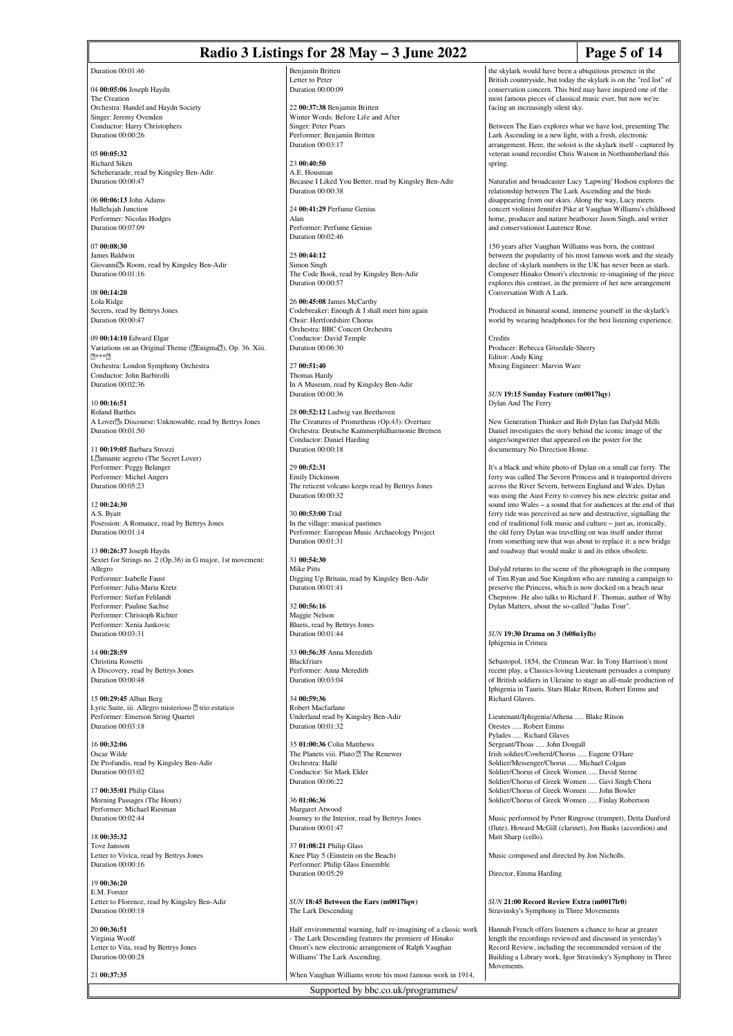Duration 00:01:46

04 **00:05:06** Joseph Haydn
The Creation
Orchestra: Handel and Haydn Society
Singer: Jeremy Ovenden
Conductor: Harry Christophers
Duration 00:00:26

05 **00:05:32**
Richard Siken
Scheherazade, read by Kingsley Ben-Adir
Duration 00:00:47

06 **00:06:13** John Adams
Hallelujah Junction
Performer: Nicolas Hodges
Duration 00:07:09

07 **00:08:30**
James Baldwin
Giovanni?s Room, read by Kingsley Ben-Adir
Duration 00:01:16

08 **00:14:20**
Lola Ridge
Secrets, read by Bettrys Jones
Duration 00:00:47

09 **00:14:10** Edward Elgar
Variations on an Original Theme (?Enigma?), Op. 36. Xiii. ?***?
Orchestra: London Symphony Orchestra
Conductor: John Barbirolli
Duration 00:02:36

10 **00:16:51**
Roland Barthes
A Lover?s Discourse: Unknowable, read by Bettrys Jones
Duration 00:01:50

11 **00:19:05** Barbara Strozzi
L?amante segreto (The Secret Lover)
Performer: Peggy Belanger
Performer: Michel Angers
Duration 00:05:23

12 **00:24:30**
A.S. Byatt
Posession: A Romance, read by Bettrys Jones
Duration 00:01:14

13 **00:26:37** Joseph Haydn
Sextet for Strings no. 2 (Op.36) in G major, 1st movement: Allegro
Performer: Isabelle Faust
Performer: Julia-Maria Kretz
Performer: Stefan Fehlandt
Performer: Pauline Sachse
Performer: Christoph Richter
Performer: Xenia Jankovic
Duration 00:03:31

14 **00:28:59**
Christina Rossetti
A Discovery, read by Bettrys Jones
Duration 00:00:48

15 **00:29:45** Alban Berg
Lyric Suite, iii. Allegro misterioso ? trio estatico
Performer: Emerson String Quartet
Duration 00:03:18

16 **00:32:06**
Oscar Wilde
De Profundis, read by Kingsley Ben-Adir
Duration 00:03:02

17 **00:35:01** Philip Glass
Morning Passages (The Hours)
Performer: Michael Riesman
Duration 00:02:44

18 **00:35:32**
Tove Jansson
Letter to Vivica, read by Bettrys Jones
Duration 00:00:16

19 **00:36:20**
E.M. Forster
Letter to Florence, read by Kingsley Ben-Adir
Duration 00:00:18

20 **00:36:51**
Virginia Woolf
Letter to Vita, read by Bettrys Jones
Duration 00:00:28

21 **00:37:35**
Benjamin Britten
Letter to Peter
Duration 00:00:09

22 **00:37:38** Benjamin Britten
Winter Words: Before Life and After
Singer: Peter Pears
Performer: Benjamin Britten
Duration 00:03:17

23 **00:40:50**
A.E. Housman
Because I Liked You Better, read by Kingsley Ben-Adir
Duration 00:00:38

24 **00:41:29** Perfume Genius
Alan
Performer: Perfume Genius
Duration 00:02:46

25 **00:44:12**
Simon Singh
The Code Book, read by Kingsley Ben-Adir
Duration 00:00:57

26 **00:45:08** James McCarthy
Codebreaker: Enough & I shall meet him again
Choir: Hertfordshire Chorus
Orchestra: BBC Concert Orchestra
Conductor: David Temple
Duration 00:06:30

27 **00:51:40**
Thomas Hardy
In A Museum, read by Kingsley Ben-Adir
Duration 00:00:36

28 **00:52:12** Ludwig van Beethoven
The Creatures of Prometheus (Op.43): Overture
Orchestra: Deutsche Kammerphilharmonie Bremen
Conductor: Daniel Harding
Duration 00:00:18

29 **00:52:31**
Emily Dickinson
The reticent volcano keeps read by Bettrys Jones
Duration 00:00:32

30 **00:53:00** Träd
In the village: musical pastimes
Performer: European Music Archaeology Project
Duration 00:01:31

31 **00:54:30**
Mike Pitts
Digging Up Britain, read by Kingsley Ben-Adir
Duration 00:01:41

32 **00:56:16**
Maggie Nelson
Bluets, read by Bettrys Jones
Duration 00:01:44

33 **00:56:35** Anna Meredith
Blackfriars
Performer: Anna Meredith
Duration 00:03:04

34 **00:59:36**
Robert Macfarlane
Underland read by Kingsley Ben-Adir
Duration 00:01:32

35 **01:00:36** Colin Matthews
The Planets viii. Pluto ? The Renewer
Orchestra: Hallé
Conductor: Sir Mark Elder
Duration 00:06:22

36 **01:06:36**
Margaret Atwood
Journey to the Interior, read by Bettrys Jones
Duration 00:01:47

37 **01:08:21** Philip Glass
Knee Play 5 (Einstein on the Beach)
Performer: Philip Glass Ensemble
Duration 00:05:29

*SUN* **18:45 Between the Ears (m0017lqw)**
The Lark Descending

Half environmental warning, half re-imagining of a classic work - The Lark Descending features the premiere of Hinako Omori's new electronic arrangement of Ralph Vaughan Williams' The Lark Ascending.

When Vaughan Williams wrote his most famous work in 1914, the skylark would have been a ubiquitous presence in the British countryside, but today the skylark is on the "red list" of conservation concern. This bird may have inspired one of the most famous pieces of classical music ever, but now we're facing an increasingly silent sky.

Between The Ears explores what we have lost, presenting The Lark Ascending in a new light, with a fresh, electronic arrangement. Here, the soloist is the skylark itself - captured by veteran sound recordist Chris Watson in Northumberland this spring.

Naturalist and broadcaster Lucy 'Lapwing' Hodson explores the relationship between The Lark Ascending and the birds disappearing from our skies. Along the way, Lucy meets concert violinist Jennifer Pike at Vaughan Williams's childhood home, producer and nature beatboxer Jason Singh, and writer and conservationist Laurence Rose.

150 years after Vaughan Williams was born, the contrast between the popularity of his most famous work and the steady decline of skylark numbers in the UK has never been as stark. Composer Hinako Omori's electronic re-imagining of the piece explores this contrast, in the premiere of her new arrangement Conversation With A Lark.

Produced in binaural sound, immerse yourself in the skylark's world by wearing headphones for the best listening experience.

Credits
Producer: Rebecca Grisedale-Sherry
Editor: Andy King
Mixing Engineer: Marvin Ware

*SUN* **19:15 Sunday Feature (m0017lqy)**
Dylan And The Ferry

New Generation Thinker and Bob Dylan fan Dafydd Mills Daniel investigates the story behind the iconic image of the singer/songwriter that appeared on the poster for the documentary No Direction Home.

It's a black and white photo of Dylan on a small car ferry. The ferry was called The Severn Princess and it transported drivers across the River Severn, between England and Wales. Dylan was using the Aust Ferry to convey his new electric guitar and sound into Wales – a sound that for audiences at the end of that ferry ride was perceived as new and destructive, signalling the end of traditional folk music and culture – just as, ironically, the old ferry Dylan was travelling on was itself under threat from something new that was about to replace it: a new bridge and roadway that would make it and its ethos obsolete.

Dafydd returns to the scene of the photograph in the company of Tim Ryan and Sue Kingdom who are running a campaign to preserve the Princess, which is now docked on a beach near Chepstow. He also talks to Richard F. Thomas, author of Why Dylan Matters, about the so-called "Judas Tour".

*SUN* **19:30 Drama on 3 (b08n1ylb)**
Iphigenia in Crimea

Sebastopol, 1854, the Crimean War. In Tony Harrison's most recent play, a Classics-loving Lieutenant persuades a company of British soldiers in Ukraine to stage an all-male production of Iphigenia in Tauris. Stars Blake Ritson, Robert Emms and Richard Glaves.

Lieutenant/Iphigenia/Athena ..... Blake Ritson
Orestes ..... Robert Emms
Pylades ..... Richard Glaves
Sergeant/Thoas ..... John Dougall
Irish soldier/Cowherd/Chorus ..... Eugene O'Hare
Soldier/Messenger/Chorus ..... Michael Colgan
Soldier/Chorus of Greek Women ..... David Sterne
Soldier/Chorus of Greek Women ..... Gavi Singh Chera
Soldier/Chorus of Greek Women ..... John Bowler
Soldier/Chorus of Greek Women ..... Finlay Robertson

Music performed by Peter Ringrose (trumpet), Detta Danford (flute), Howard McGill (clarinet), Jon Banks (accordion) and Matt Sharp (cello).

Music composed and directed by Jon Nicholls.

Director, Emma Harding

*SUN* **21:00 Record Review Extra (m0017lr0)**
Stravinsky's Symphony in Three Movements

Hannah French offers listeners a chance to hear at greater length the recordings reviewed and discussed in yesterday's Record Review, including the recommended version of the Building a Library work, Igor Stravinsky's Symphony in Three Movements.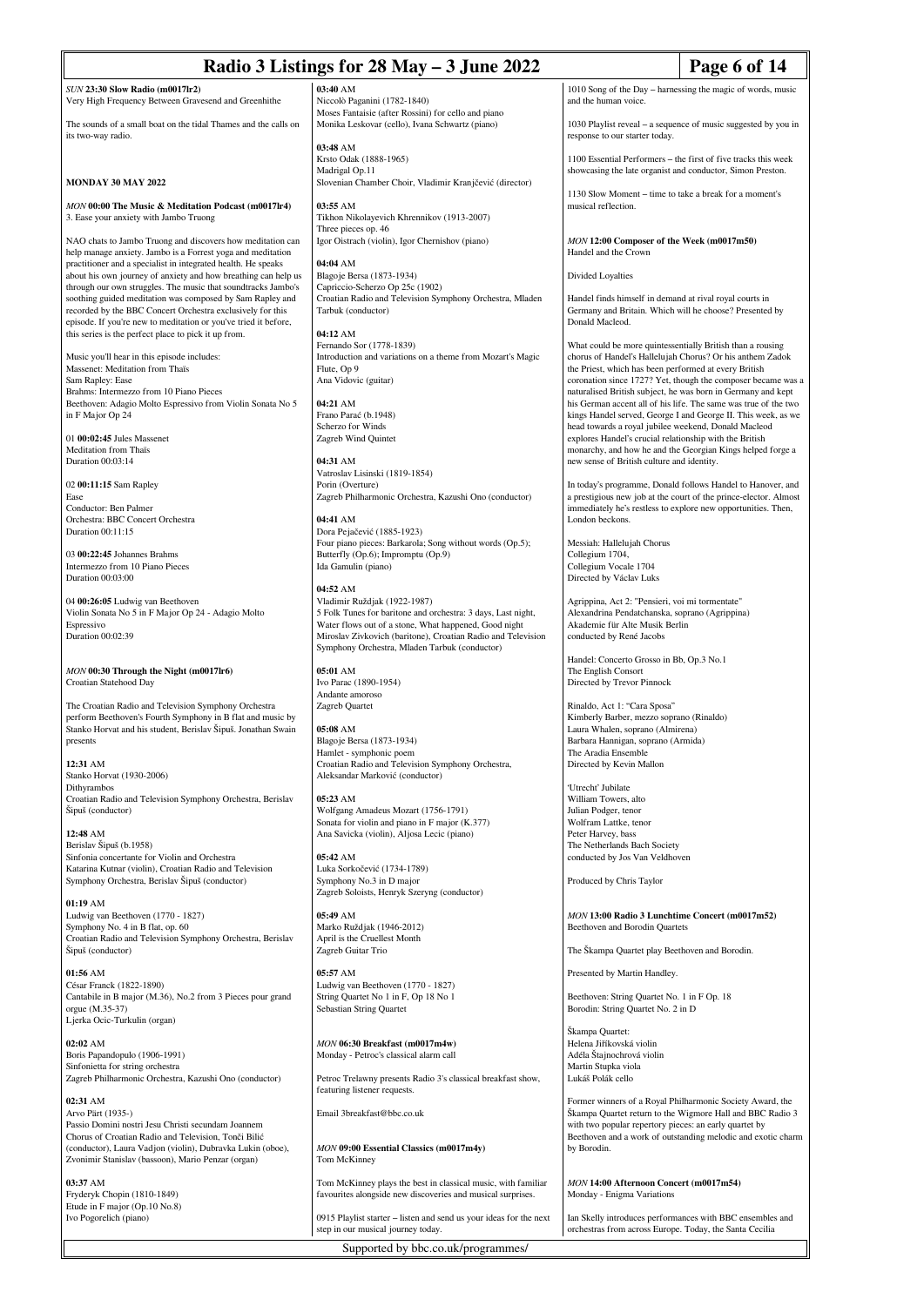*SUN* **23:30 Slow Radio (m0017lr2)**
Very High Frequency Between Gravesend and Greenhithe

The sounds of a small boat on the tidal Thames and the calls on its two-way radio.

## MONDAY 30 MAY 2022

*MON* **00:00 The Music & Meditation Podcast (m0017lr4)**
3. Ease your anxiety with Jambo Truong

NAO chats to Jambo Truong and discovers how meditation can help manage anxiety. Jambo is a Forrest yoga and meditation practitioner and a specialist in integrated health. He speaks about his own journey of anxiety and how breathing can help us through our own struggles. The music that soundtracks Jambo's soothing guided meditation was composed by Sam Rapley and recorded by the BBC Concert Orchestra exclusively for this episode. If you're new to meditation or you've tried it before, this series is the perfect place to pick it up from.

Music you'll hear in this episode includes:
Massenet: Meditation from Thaïs
Sam Rapley: Ease
Brahms: Intermezzo from 10 Piano Pieces
Beethoven: Adagio Molto Espressivo from Violin Sonata No 5 in F Major Op 24

01 **00:02:45** Jules Massenet
Meditation from Thaïs
Duration 00:03:14

02 **00:11:15** Sam Rapley
Ease
Conductor: Ben Palmer
Orchestra: BBC Concert Orchestra
Duration 00:11:15

03 **00:22:45** Johannes Brahms
Intermezzo from 10 Piano Pieces
Duration 00:03:00

04 **00:26:05** Ludwig van Beethoven
Violin Sonata No 5 in F Major Op 24 - Adagio Molto Espressivo
Duration 00:02:39

*MON* **00:30 Through the Night (m0017lr6)**
Croatian Statehood Day

The Croatian Radio and Television Symphony Orchestra perform Beethoven's Fourth Symphony in B flat and music by Stanko Horvat and his student, Berislav Šipuš. Jonathan Swain presents

**12:31** AM
Stanko Horvat (1930-2006)
Dithyrambos
Croatian Radio and Television Symphony Orchestra, Berislav Šipuš (conductor)

**12:48** AM
Berislav Šipuš (b.1958)
Sinfonia concertante for Violin and Orchestra
Katarina Kutnar (violin), Croatian Radio and Television Symphony Orchestra, Berislav Šipuš (conductor)

**01:19** AM
Ludwig van Beethoven (1770 - 1827)
Symphony No. 4 in B flat, op. 60
Croatian Radio and Television Symphony Orchestra, Berislav Šipuš (conductor)

**01:56** AM
César Franck (1822-1890)
Cantabile in B major (M.36), No.2 from 3 Pieces pour grand orgue (M.35-37)
Ljerka Ocic-Turkulin (organ)

**02:02** AM
Boris Papandopulo (1906-1991)
Sinfonietta for string orchestra
Zagreb Philharmonic Orchestra, Kazushi Ono (conductor)

**02:31** AM
Arvo Pärt (1935-)
Passio Domini nostri Jesu Christi secundam Joannem
Chorus of Croatian Radio and Television, Tonči Bilić (conductor), Laura Vadjon (violin), Dubravka Lukin (oboe), Zvonimir Stanislav (bassoon), Mario Penzar (organ)

**03:37** AM
Fryderyk Chopin (1810-1849)
Etude in F major (Op.10 No.8)
Ivo Pogorelich (piano)

**03:40** AM
Niccolò Paganini (1782-1840)
Moses Fantaisie (after Rossini) for cello and piano
Monika Leskovar (cello), Ivana Schwartz (piano)

**03:48** AM
Krsto Odak (1888-1965)
Madrigal Op.11
Slovenian Chamber Choir, Vladimir Kranjčević (director)

**03:55** AM
Tikhon Nikolayevich Khrennikov (1913-2007)
Three pieces op. 46
Igor Oistrach (violin), Igor Chernishov (piano)

**04:04** AM
Blagoje Bersa (1873-1934)
Capriccio-Scherzo Op 25c (1902)
Croatian Radio and Television Symphony Orchestra, Mladen Tarbuk (conductor)

**04:12** AM
Fernando Sor (1778-1839)
Introduction and variations on a theme from Mozart's Magic Flute, Op 9
Ana Vidovic (guitar)

**04:21** AM
Frano Parać (b.1948)
Scherzo for Winds
Zagreb Wind Quintet

**04:31** AM
Vatroslav Lisinski (1819-1854)
Porin (Overture)
Zagreb Philharmonic Orchestra, Kazushi Ono (conductor)

**04:41** AM
Dora Pejačević (1885-1923)
Four piano pieces: Barkarola; Song without words (Op.5); Butterfly (Op.6); Impromptu (Op.9)
Ida Gamulin (piano)

**04:52** AM
Vladimir Ruždjak (1922-1987)
5 Folk Tunes for baritone and orchestra: 3 days, Last night, Water flows out of a stone, What happened, Good night
Miroslav Zivkovich (baritone), Croatian Radio and Television Symphony Orchestra, Mladen Tarbuk (conductor)

**05:01** AM
Ivo Parac (1890-1954)
Andante amoroso
Zagreb Quartet

**05:08** AM
Blagoje Bersa (1873-1934)
Hamlet - symphonic poem
Croatian Radio and Television Symphony Orchestra, Aleksandar Marković (conductor)

**05:23** AM
Wolfgang Amadeus Mozart (1756-1791)
Sonata for violin and piano in F major (K.377)
Ana Savicka (violin), Aljosa Lecic (piano)

**05:42** AM
Luka Sorkočević (1734-1789)
Symphony No.3 in D major
Zagreb Soloists, Henryk Szeryng (conductor)

**05:49** AM
Marko Ruždjak (1946-2012)
April is the Cruellest Month
Zagreb Guitar Trio

**05:57** AM
Ludwig van Beethoven (1770 - 1827)
String Quartet No 1 in F, Op 18 No 1
Sebastian String Quartet

*MON* **06:30 Breakfast (m0017m4w)**
Monday - Petroc's classical alarm call

Petroc Trelawny presents Radio 3's classical breakfast show, featuring listener requests.

Email 3breakfast@bbc.co.uk

*MON* **09:00 Essential Classics (m0017m4y)**
Tom McKinney

Tom McKinney plays the best in classical music, with familiar favourites alongside new discoveries and musical surprises.

0915 Playlist starter – listen and send us your ideas for the next step in our musical journey today.

1010 Song of the Day – harnessing the magic of words, music and the human voice.

1030 Playlist reveal – a sequence of music suggested by you in response to our starter today.

1100 Essential Performers – the first of five tracks this week showcasing the late organist and conductor, Simon Preston.

1130 Slow Moment – time to take a break for a moment's musical reflection.

*MON* **12:00 Composer of the Week (m0017m50)**
Handel and the Crown

Divided Loyalties

Handel finds himself in demand at rival royal courts in Germany and Britain. Which will he choose? Presented by Donald Macleod.

What could be more quintessentially British than a rousing chorus of Handel's Hallelujah Chorus? Or his anthem Zadok the Priest, which has been performed at every British coronation since 1727? Yet, though the composer became was a naturalised British subject, he was born in Germany and kept his German accent all of his life. The same was true of the two kings Handel served, George I and George II. This week, as we head towards a royal jubilee weekend, Donald Macleod explores Handel's crucial relationship with the British monarchy, and how he and the Georgian Kings helped forge a new sense of British culture and identity.

In today's programme, Donald follows Handel to Hanover, and a prestigious new job at the court of the prince-elector. Almost immediately he's restless to explore new opportunities. Then, London beckons.

Messiah: Hallelujah Chorus
Collegium 1704,
Collegium Vocale 1704
Directed by Václav Luks

Agrippina, Act 2: "Pensieri, voi mi tormentate"
Alexandrina Pendatchanska, soprano (Agrippina)
Akademie für Alte Musik Berlin
conducted by René Jacobs

Handel: Concerto Grosso in Bb, Op.3 No.1
The English Consort
Directed by Trevor Pinnock

Rinaldo, Act 1: "Cara Sposa"
Kimberly Barber, mezzo soprano (Rinaldo)
Laura Whalen, soprano (Almirena)
Barbara Hannigan, soprano (Armida)
The Aradia Ensemble
Directed by Kevin Mallon

'Utrecht' Jubilate
William Towers, alto
Julian Podger, tenor
Wolfram Lattke, tenor
Peter Harvey, bass
The Netherlands Bach Society
conducted by Jos Van Veldhoven

Produced by Chris Taylor

*MON* **13:00 Radio 3 Lunchtime Concert (m0017m52)**
Beethoven and Borodin Quartets

The Škampa Quartet play Beethoven and Borodin.

Presented by Martin Handley.

Beethoven: String Quartet No. 1 in F Op. 18
Borodin: String Quartet No. 2 in D

Škampa Quartet:
Helena Jiříkovská violin
Adéla Štajnochrová violin
Martin Stupka viola
Lukáš Polák cello

Former winners of a Royal Philharmonic Society Award, the Škampa Quartet return to the Wigmore Hall and BBC Radio 3 with two popular repertory pieces: an early quartet by Beethoven and a work of outstanding melodic and exotic charm by Borodin.

*MON* **14:00 Afternoon Concert (m0017m54)**
Monday - Enigma Variations

Ian Skelly introduces performances with BBC ensembles and orchestras from across Europe. Today, the Santa Cecilia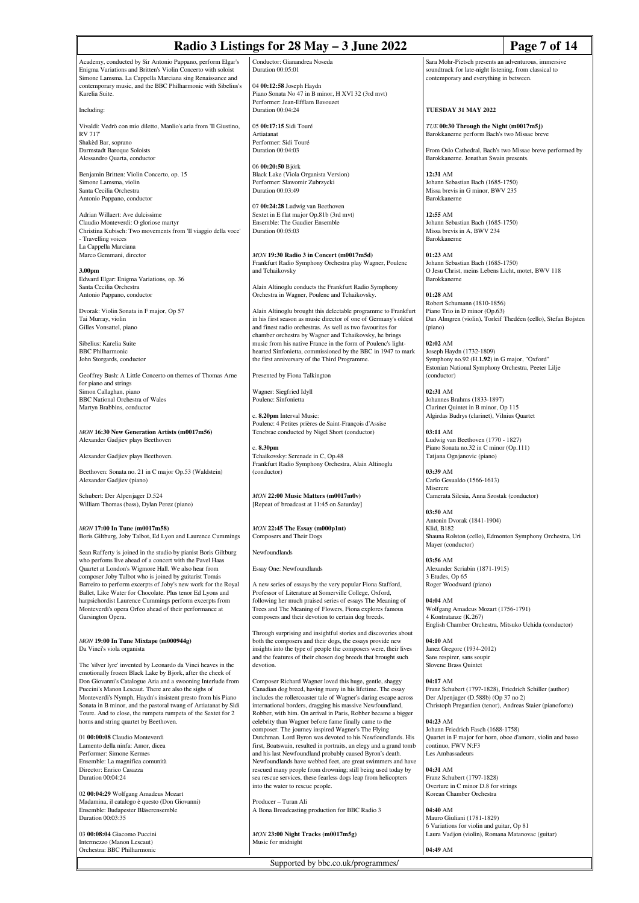Academy, conducted by Sir Antonio Pappano, perform Elgar's Enigma Variations and Britten's Violin Concerto with soloist Simone Lamsma. La Cappella Marciana sing Renaissance and contemporary music, and the BBC Philharmonic with Sibelius's Karelia Suite.

Including:

Vivaldi: Vedrò con mio diletto, Manlio's aria from 'Il Giustino, RV 717'
Shakèd Bar, soprano
Darmstadt Baroque Soloists
Alessandro Quarta, conductor

Benjamin Britten: Violin Concerto, op. 15
Simone Lamsma, violin
Santa Cecilia Orchestra
Antonio Pappano, conductor

Adrian Willaert: Ave dulcissime
Claudio Monteverdi: O gloriose martyr
Christina Kubisch: Two movements from 'Il viaggio della voce' - Travelling voices
La Cappella Marciana
Marco Gemmani, director

**3.00pm**
Edward Elgar: Enigma Variations, op. 36
Santa Cecilia Orchestra
Antonio Pappano, conductor

Dvorak: Violin Sonata in F major, Op 57
Tai Murray, violin
Gilles Vonsattel, piano

Sibelius: Karelia Suite
BBC Philharmonic
John Storgards, conductor

Geoffrey Bush: A Little Concerto on themes of Thomas Arne for piano and strings
Simon Callaghan, piano
BBC National Orchestra of Wales
Martyn Brabbins, conductor

*MON* **16:30 New Generation Artists (m0017m56)**
Alexander Gadjiev plays Beethoven

Alexander Gadjiev plays Beethoven.

Beethoven: Sonata no. 21 in C major Op.53 (Waldstein)
Alexander Gadjiev (piano)

Schubert: Der Alpenjager D.524
William Thomas (bass), Dylan Perez (piano)

*MON* **17:00 In Tune (m0017m58)**
Boris Giltburg, Joby Talbot, Ed Lyon and Laurence Cummings

Sean Rafferty is joined in the studio by pianist Boris Giltburg who perfoms live ahead of a concert with the Pavel Haas Quartet at London's Wigmore Hall. We also hear from composer Joby Talbot who is joined by guitarist Tomás Barreiro to perform excerpts of Joby's new work for the Royal Ballet, Like Water for Chocolate. Plus tenor Ed Lyons and harpsichordist Laurence Cummings perform excerpts from Monteverdi's opera Orfeo ahead of their performance at Garsington Opera.

*MON* **19:00 In Tune Mixtape (m000944g)**
Da Vinci's viola organista

The 'silver lyre' invented by Leonardo da Vinci heaves in the emotionally frozen Black Lake by Bjork, after the cheek of Don Giovanni's Catalogue Aria and a swooning Interlude from Puccini's Manon Lescaut. There are also the sighs of Monteverdi's Nymph, Haydn's insistent presto from his Piano Sonata in B minor, and the pastoral twang of Artiatanat by Sidi Toure. And to close, the rumpeta rumpeta of the Sextet for 2 horns and string quartet by Beethoven.

01 **00:00:08** Claudio Monteverdi
Lamento della ninfa: Amor, dicea
Performer: Simone Kermes
Ensemble: La magnifica comunità
Director: Enrico Casazza
Duration 00:04:24

02 **00:04:29** Wolfgang Amadeus Mozart
Madamina, il catalogo è questo (Don Giovanni)
Ensemble: Budapester Bläserensemble
Duration 00:03:35

03 **00:08:04** Giacomo Puccini
Intermezzo (Manon Lescaut)
Orchestra: BBC Philharmonic
Conductor: Gianandrea Noseda
Duration 00:05:01

04 **00:12:58** Joseph Haydn
Piano Sonata No 47 in B minor, H XVI 32 (3rd mvt)
Performer: Jean-Efflam Bavouzet
Duration 00:04:24

05 **00:17:15** Sidi Touré
Artiatanat
Performer: Sidi Touré
Duration 00:04:03

06 **00:20:50** Björk
Black Lake (Viola Organista Version)
Performer: Sławomir Zubrzycki
Duration 00:03:49

07 **00:24:28** Ludwig van Beethoven
Sextet in E flat major Op.81b (3rd mvt)
Ensemble: The Gaudier Ensemble
Duration 00:05:03

*MON* **19:30 Radio 3 in Concert (m0017m5d)**
Frankfurt Radio Symphony Orchestra play Wagner, Poulenc and Tchaikovsky

Alain Altinoglu conducts the Frankfurt Radio Symphony Orchestra in Wagner, Poulenc and Tchaikovsky.

Alain Altinoglu brought this delectable programme to Frankfurt in his first season as music director of one of Germany's oldest and finest radio orchestras. As well as two favourites for chamber orchestra by Wagner and Tchaikovsky, he brings music from his native France in the form of Poulenc's light-hearted Sinfonietta, commissioned by the BBC in 1947 to mark the first anniversary of the Third Programme.

Presented by Fiona Talkington

Wagner: Siegfried Idyll
Poulenc: Sinfonietta

c. **8.20pm** Interval Music:
Poulenc: 4 Petites prières de Saint-François d'Assise
Tenebrae conducted by Nigel Short (conductor)

c. **8.30pm**
Tchaikovsky: Serenade in C, Op.48
Frankfurt Radio Symphony Orchestra, Alain Altinoglu (conductor)

*MON* **22:00 Music Matters (m0017m0v)**
[Repeat of broadcast at 11:45 on Saturday]

*MON* **22:45 The Essay (m000p1nt)**
Composers and Their Dogs

Newfoundlands

Essay One: Newfoundlands

A new series of essays by the very popular Fiona Stafford, Professor of Literature at Somerville College, Oxford, following her much praised series of essays The Meaning of Trees and The Meaning of Flowers, Fiona explores famous composers and their devotion to certain dog breeds.

Through surprising and insightful stories and discoveries about both the composers and their dogs, the essays provide new insights into the type of people the composers were, their lives and the features of their chosen dog breeds that brought such devotion.

Composer Richard Wagner loved this huge, gentle, shaggy Canadian dog breed, having many in his lifetime. The essay includes the rollercoaster tale of Wagner's daring escape across international borders, dragging his massive Newfoundland, Robber, with him. On arrival in Paris, Robber became a bigger celebrity than Wagner before fame finally came to the composer. The journey inspired Wagner's The Flying Dutchman. Lord Byron was devoted to his Newfoundlands. His first, Boatswain, resulted in portraits, an elegy and a grand tomb and his last Newfoundland probably caused Byron's death. Newfoundlands have webbed feet, are great swimmers and have rescued many people from drowning; still being used today by sea rescue services, these fearless dogs leap from helicopters into the water to rescue people.

Producer – Turan Ali
A Bona Broadcasting production for BBC Radio 3

*MON* **23:00 Night Tracks (m0017m5g)**
Music for midnight

Sara Mohr-Pietsch presents an adventurous, immersive soundtrack for late-night listening, from classical to contemporary and everything in between.

## TUESDAY 31 MAY 2022

*TUE* **00:30 Through the Night (m0017m5j)**
Barokkanerne perform Bach's two Missae breve

From Oslo Cathedral, Bach's two Missae breve performed by Barokkanerne. Jonathan Swain presents.

**12:31** AM
Johann Sebastian Bach (1685-1750)
Missa brevis in G minor, BWV 235
Barokkanerne

**12:55** AM
Johann Sebastian Bach (1685-1750)
Missa brevis in A, BWV 234
Barokkanerne

**01:23** AM
Johann Sebastian Bach (1685-1750)
O Jesu Christ, meins Lebens Licht, motet, BWV 118
Barokkanerne

**01:28** AM
Robert Schumann (1810-1856)
Piano Trio in D minor (Op.63)
Dan Almgren (violin), Torleif Thedéen (cello), Stefan Bojsten (piano)

**02:02** AM
Joseph Haydn (1732-1809)
Symphony no.92 (H.**1.92**) in G major, "Oxford"
Estonian National Symphony Orchestra, Peeter Lilje (conductor)

**02:31** AM
Johannes Brahms (1833-1897)
Clarinet Quintet in B minor, Op 115
Algirdas Budrys (clarinet), Vilnius Quartet

**03:11** AM
Ludwig van Beethoven (1770 - 1827)
Piano Sonata no.32 in C minor (Op.111)
Tatjana Ognjanovic (piano)

**03:39** AM
Carlo Gesualdo (1566-1613)
Miserere
Camerata Silesia, Anna Szostak (conductor)

**03:50** AM
Antonin Dvorak (1841-1904)
Klid, B182
Shauna Rolston (cello), Edmonton Symphony Orchestra, Uri Mayer (conductor)

**03:56** AM
Alexander Scriabin (1871-1915)
3 Etudes, Op 65
Roger Woodward (piano)

**04:04** AM
Wolfgang Amadeus Mozart (1756-1791)
4 Kontratanze (K.267)
English Chamber Orchestra, Mitsuko Uchida (conductor)

**04:10** AM
Janez Gregorc (1934-2012)
Sans respirer, sans soupir
Slovene Brass Quintet

**04:17** AM
Franz Schubert (1797-1828), Friedrich Schiller (author)
Der Alpenjager (D.588b) (Op 37 no 2)
Christoph Pregardien (tenor), Andreas Staier (pianoforte)

**04:23** AM
Johann Friedrich Fasch (1688-1758)
Quartet in F major for horn, oboe d'amore, violin and basso continuo, FWV N:F3
Les Ambassadeurs

**04:31** AM
Franz Schubert (1797-1828)
Overture in C minor D.8 for strings
Korean Chamber Orchestra

**04:40** AM
Mauro Giuliani (1781-1829)
6 Variations for violin and guitar, Op 81
Laura Vadjon (violin), Romana Matanovac (guitar)

**04:49** AM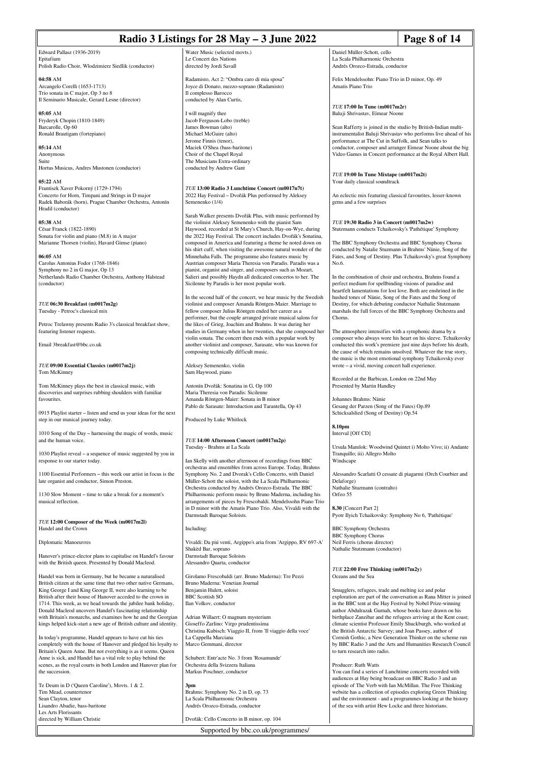Edward Pallasz (1936-2019)
Epitafium
Polish Radio Choir, Wlodzimierz Siedlik (conductor)

**04:58** AM
Arcangelo Corelli (1653-1713)
Trio sonata in C major, Op 3 no 8
Il Seminario Musicale, Gerard Lesne (director)

**05:05** AM
Fryderyk Chopin (1810-1849)
Barcarolle, Op 60
Ronald Brautigam (fortepiano)

**05:14** AM
Anonymous
Suite
Hortus Musicus, Andres Mustonen (conductor)

**05:22** AM
Frantisek Xaver Pokorný (1729-1794)
Concerto for Horn, Timpani and Strings in D major
Radek Baborák (horn), Prague Chamber Orchestra, Antonín Hradil (conductor)

**05:38** AM
César Franck (1822-1890)
Sonata for violin and piano (M.8) in A major
Marianne Thorsen (violin), Havard Gimse (piano)

**06:05** AM
Carolus Antonius Fodor (1768-1846)
Symphony no 2 in G major, Op 13
Netherlands Radio Chamber Orchestra, Anthony Halstead (conductor)

*TUE* **06:30 Breakfast (m0017m2g)**
Tuesday - Petroc's classical mix

Petroc Trelawny presents Radio 3's classical breakfast show, featuring listener requests.

Email 3breakfast@bbc.co.uk

*TUE* **09:00 Essential Classics (m0017m2j)**
Tom McKinney

Tom McKinney plays the best in classical music, with discoveries and surprises rubbing shoulders with familiar favourites.

0915 Playlist starter – listen and send us your ideas for the next step in our musical journey today.

1010 Song of the Day – harnessing the magic of words, music and the human voice.

1030 Playlist reveal – a sequence of music suggested by you in response to our starter today.

1100 Essential Performers – this week our artist in focus is the late organist and conductor, Simon Preston.

1130 Slow Moment – time to take a break for a moment's musical reflection.

*TUE* **12:00 Composer of the Week (m0017m2l)**
Handel and the Crown

Diplomatic Manoeuvres

Hanover's prince-elector plans to capitalise on Handel's favour with the British queen. Presented by Donald Macleod.

Handel was born in Germany, but he became a naturalised British citizen at the same time that two other native Germans, King George I and King George II, were also learning to be British after their house of Hanover acceded to the crown in 1714. This week, as we head towards the jubilee bank holiday, Donald Macleod uncovers Handel's fascinating relationship with Britain's monarchs, and examines how he and the Georgian kings helped kick-start a new age of British culture and identity.

In today's programme, Handel appears to have cut his ties completely with the house of Hanover and pledged his loyalty to Britain's Queen Anne. But not everything is as it seems. Queen Anne is sick, and Handel has a vital role to play behind the scenes, as the royal courts in both London and Hanover plan for the succession.

Te Deum in D ('Queen Caroline'), Movts. 1 & 2.
Tim Mead, countertenor
Sean Clayton, tenor
Lisandro Abadie, bass-baritone
Les Arts Florissants
directed by William Christie

Water Music (selected movts.)
Le Concert des Nations
directed by Jordi Savall

Radamisto, Act 2: "Ombra caro di mia sposa"
Joyce di Donato, mezzo-soprano (Radamisto)
Il complesso Barocco
conducted by Alan Curtis,

I will magnify thee
Jacob Ferguson-Lobo (treble)
James Bowman (alto)
Michael McGuire (alto)
Jerome Finnis (tenor),
Maciek O'Shea (bass-baritone)
Choir of the Chapel Royal
The Musicians Extra-ordinary
conducted by Andrew Gant

*TUE* **13:00 Radio 3 Lunchtime Concert (m0017n7t)**
2022 Hay Festival – Dvořák Plus performed by Aleksey Semenenko (1/4)

Sarah Walker presents Dvořák Plus, with music performed by the violinist Aleksey Semenenko with the pianist Sam Haywood, recorded at St Mary's Church, Hay-on-Wye, during the 2022 Hay Festival. The concert includes Dvořák's Sonatina, composed in America and featuring a theme he noted down on his shirt cuff, when visiting the awesome natural wonder of the Minnehaha Falls. The programme also features music by Austrian composer Maria Theresia von Paradis. Paradis was a pianist, organist and singer, and composers such as Mozart, Salieri and possibly Haydn all dedicated concertos to her. The Sicilenne by Paradis is her most popular work.

In the second half of the concert, we hear music by the Swedish violinist and composer Amanda Röntgen-Maier. Marriage to fellow composer Julius Röntgen ended her career as a performer, but the couple arranged private musical salons for the likes of Grieg, Joachim and Brahms. It was during her studies in Germany when in her twenties, that she composed her violin sonata. The concert then ends with a popular work by another violinist and composer, Sarasate, who was known for composing technically difficult music.

Aleksey Semenenko, violin
Sam Haywood, piano

Antonín Dvořák: Sonatina in G, Op 100
Maria Theresia von Paradis: Sicilenne
Amanda Röntgen-Maier: Sonata in B minor
Pablo de Sarasate: Introduction and Tarantella, Op 43

Produced by Luke Whitlock

*TUE* **14:00 Afternoon Concert (m0017m2p)**
Tuesday - Brahms at La Scala

Ian Skelly with another afternoon of recordings from BBC orchestras and ensembles from across Europe. Today, Brahms Symphony No. 2 and Dvorak's Cello Concerto, with Daniel Müller-Schott the soloist, with the La Scala Philharmonic Orchestra conducted by Andrés Orozco-Estrada. The BBC Philharmonic perform music by Bruno Maderna, including his arrangements of pieces by Frescobaldi. Mendelssohn Piano Trio in D minor with the Amatis Piano Trio. Also, Vivaldi with the Darmstadt Baroque Soloists.

Including:

Vivaldi: Da più venti, Argippo's aria from 'Argippo, RV 697-A'
Shakèd Bar, soprano
Darmstadt Baroque Soloists
Alessandro Quarta, conductor

Girolamo Frescobaldi (arr. Bruno Maderna): Tre Pezzi
Bruno Maderna: Venetian Journal
Benjamin Hulett, soloist
BBC Scottish SO
Ilan Volkov, conductor

Adrian Willaert: O magnum mysterium
Gioseffo Zarlino: Virgo prudentissima
Christina Kubisch: Viaggio II, from 'Il viaggio della voce'
La Cappella Marciana
Marco Gemmani, director

Schubert: Entr'acte No. 3 from 'Rosamunde'
Orchestra della Svizzera Italiana
Markus Poschner, conductor

**3pm**
Brahms: Symphony No. 2 in D, op. 73
La Scala Philharmonic Orchestra
Andrés Orozco-Estrada, conductor

Dvořák: Cello Concerto in B minor, op. 104
Daniel Müller-Schott, cello
La Scala Philharmonic Orchestra
Andrés Orozco-Estrada, conductor

Felix Mendelssohn: Piano Trio in D minor, Op. 49
Amatis Piano Trio

*TUE* **17:00 In Tune (m0017m2r)**
Baluji Shrivastav, Eimear Noone

Sean Rafferty is joined in the studio by British-Indian multi-instrumentalist Baluji Shrivastav who performs live ahead of his performance at The Cut in Suffolk, and Sean talks to conductor, composer and arranger Eimear Noone about the big Video Games in Concert performance at the Royal Albert Hall.

*TUE* **19:00 In Tune Mixtape (m0017m2t)**
Your daily classical soundtrack

An eclectic mix featuring classical favourites, lesser-known gems and a few surprises

*TUE* **19:30 Radio 3 in Concert (m0017m2w)**
Stutzmann conducts Tchaikovsky's 'Pathétique' Symphony

The BBC Symphony Orchestra and BBC Symphony Chorus conducted by Natalie Stuzmann in Brahms' Nänie, Song of the Fates, and Song of Destiny. Plus Tchaikovsky's great Symphony No.6.

In the combination of choir and orchestra, Brahms found a perfect medium for spellbinding visions of paradise and heartfelt lamentations for lost love. Both are enshrined in the hushed tones of Nänie, Song of the Fates and the Song of Destiny, for which debuting conductor Nathalie Stutzmann marshals the full forces of the BBC Symphony Orchestra and Chorus.

The atmosphere intensifies with a symphonic drama by a composer who always wore his heart on his sleeve. Tchaikovsky conducted this work's premiere just nine days before his death, the cause of which remains unsolved. Whatever the true story, the music is the most emotional symphony Tchaikovsky ever wrote – a vivid, moving concert hall experience.

Recorded at the Barbican, London on 22nd May
Presented by Martin Handley

Johannes Brahms: Nänie
Gesang der Parzen (Song of the Fates) Op.89
Schicksalslied (Song of Destiny) Op.54

**8.10pm**
Interval [Off CD]

Ursula Mamlok: Woodwind Quintet i) Molto Vivo; ii) Andante Tranquillo; iii) Allegro Molto
Windscape

Alessandro Scarlatti O cessate di piagarmi (Orch Courbier and Delaforge)
Nathalie Stuzmann (contralto)
Orfeo 55

**8.30** [Concert Part 2]
Pyotr Ilyich Tchaikovsky: Symphony No 6, 'Pathétique'

BBC Symphony Orchestra
BBC Symphony Chorus
Neil Ferris (chorus director)
Nathalie Stutzmann (conductor)

*TUE* **22:00 Free Thinking (m0017m2y)**
Oceans and the Sea

Smugglers, refugees, trade and melting ice and polar exploration are part of the conversation as Rana Mitter is joined in the BBC tent at the Hay Festival by Nobel Prize-winning author Abdulrazak Gurnah, whose books have drawn on his birthplace Zanzibar and the refugees arriving at the Kent coast; climate scientist Professor Emily Shuckburgh, who worked at the British Antarctic Survey; and Joan Passey, author of Cornish Gothic, a New Generation Thinker on the scheme run by BBC Radio 3 and the Arts and Humanities Research Council to turn research into radio.

Producer: Ruth Watts
You can find a series of Lunchtime concerts recorded with audiences at Hay being broadcast on BBC Radio 3 and an episode of The Verb with Ian McMillan. The Free Thinking website has a collection of episodes exploring Green Thinking and the environment - and a programmes looking at the history of the sea with artist Hew Locke and three historians.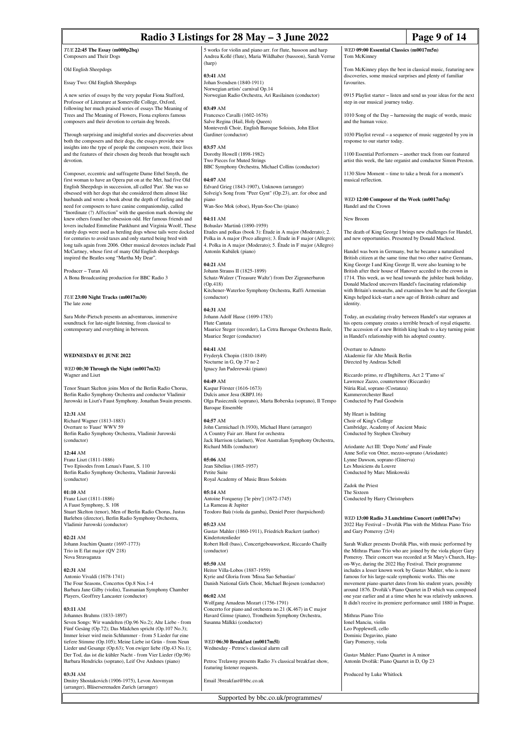*TUE* **22:45 The Essay (m000p2bq)**
Composers and Their Dogs

Old English Sheepdogs

Essay Two: Old English Sheepdogs

A new series of essays by the very popular Fiona Stafford, Professor of Literature at Somerville College, Oxford, following her much praised series of essays The Meaning of Trees and The Meaning of Flowers, Fiona explores famous composers and their devotion to certain dog breeds.

Through surprising and insightful stories and discoveries about both the composers and their dogs, the essays provide new insights into the type of people the composers were, their lives and the features of their chosen dog breeds that brought such devotion.

Composer, eccentric and suffragette Dame Ethel Smyth, the first woman to have an Opera put on at the Met, had five Old English Sheepdogs in succession, all called 'Pan'. She was so obsessed with her dogs that she considered them almost like husbands and wrote a book about the depth of feeling and the need for composers to have canine companionship, called "Inordinate (?) Affection" with the question mark showing she knew others found her obsession odd. Her famous friends and lovers included Emmeline Pankhurst and Virginia Woolf, These sturdy dogs were used as herding dogs whose tails were docked for centuries to avoid taxes and only started being bred with long tails again from 2006. Other musical devotees include Paul McCartney, whose first of many Old English sheepdogs inspired the Beatles song "Martha My Dear".

Producer – Turan Ali
A Bona Broadcasting production for BBC Radio 3

*TUE* **23:00 Night Tracks (m0017m30)**
The late zone

Sara Mohr-Pietsch presents an adventurous, immersive soundtrack for late-night listening, from classical to contemporary and everything in between.

## WEDNESDAY 01 JUNE 2022

*WED* **00:30 Through the Night (m0017m32)**
Wagner and Liszt

Tenor Stuart Skelton joins Men of the Berlin Radio Chorus, Berlin Radio Symphony Orchestra and conductor Vladimir Jurowski in Liszt's Faust Symphony. Jonathan Swain presents.

**12:31** AM
Richard Wagner (1813-1883)
Overture to 'Faust' WWV 59
Berlin Radio Symphony Orchestra, Vladimir Jurowski (conductor)

**12:44** AM
Franz Liszt (1811-1886)
Two Episodes from Lenau's Faust, S. 110
Berlin Radio Symphony Orchestra, Vladimir Jurowski (conductor)

**01:10** AM
Franz Liszt (1811-1886)
A Faust Symphony, S. 108
Stuart Skelton (tenor), Men of Berlin Radio Chorus, Justus Barleben (director), Berlin Radio Symphony Orchestra, Vladimir Jurowski (conductor)

**02:21** AM
Johann Joachim Quantz (1697-1773)
Trio in E flat major (QV 218)
Nova Stravaganza

**02:31** AM
Antonio Vivaldi (1678-1741)
The Four Seasons, Concertos Op.8 Nos.1-4
Barbara Jane Gilby (violin), Tasmanian Symphony Chamber Players, Geoffrey Lancaster (conductor)

**03:11** AM
Johannes Brahms (1833-1897)
Seven Songs: Wir wandelten (Op.96 No.2); Alte Liebe - from Fünf Gesäng (Op.72); Das Mädchen spricht (Op.107 No.3); Immer leiser wird mein Schlummer - from 5 Lieder fur eine tiefere Stimme (Op.105); Meine Liebe ist Grün - from Neun Lieder und Gesange (Op.63); Von ewiger liebe (Op.43 No.1); Der Tod, das ist die kühler Nacht - from Vier Lieder (Op.96)
Barbara Hendricks (soprano), Leif Ove Andsnes (piano)

**03:31** AM
Dmitry Shostakovich (1906-1975), Levon Atovmyan (arranger), Bläserserenaden Zurich (arranger)
5 works for violin and piano arr. for flute, bassoon and harp
Andrea Kollé (flute), Maria Wildhaber (bassoon), Sarah Verrue (harp)

**03:41** AM
Johan Svendsen (1840-1911)
Norwegian artists' carnival Op.14
Norwegian Radio Orchestra, Ari Rasilainen (conductor)

**03:49** AM
Francesco Cavalli (1602-1676)
Salve Regina (Hail, Holy Queen)
Monteverdi Choir, English Baroque Soloists, John Eliot Gardiner (conductor)

**03:57** AM
Dorothy Howell (1898-1982)
Two Pieces for Muted Strings
BBC Symphony Orchestra, Michael Collins (conductor)

**04:07** AM
Edvard Grieg (1843-1907), Unknown (arranger)
Solveig's Song from "Peer Gynt" (Op.23), arr. for oboe and piano
Wan-Soo Mok (oboe), Hyun-Soo Cho (piano)

**04:11** AM
Bohuslav Martinů (1890-1959)
Etudes and polkas (book 3): Étude in A major (Moderato); 2. Polka in A major (Poco allegro); 3. Étude in F major (Allegro); 4. Polka in A major (Moderato); 5. Étude in F major (Allegro)
Antonín Kubálek (piano)

**04:21** AM
Johann Strauss II (1825-1899)
Schatz-Walzer ('Treasure Waltz') from Der Zigeunerbaron (Op.418)
Kitchener-Waterloo Symphony Orchestra, Raffi Armenian (conductor)

**04:31** AM
Johann Adolf Hasse (1699-1783)
Flute Cantata
Maurice Steger (recorder), La Cetra Baroque Orchestra Basle, Maurice Steger (conductor)

**04:41** AM
Fryderyk Chopin (1810-1849)
Nocturne in G, Op 37 no 2
Ignacy Jan Paderewski (piano)

**04:49** AM
Kaspar Förster (1616-1673)
Dulcis amor Jesu (KBPJ.16)
Olga Pasiecznik (soprano), Marta Boberska (soprano), Il Tempo Baroque Ensemble

**04:57** AM
John Carmichael (b.1930), Michael Hurst (arranger)
A Country Fair arr. Hurst for orchestra
Jack Harrison (clarinet), West Australian Symphony Orchestra, Richard Mills (conductor)

**05:06** AM
Jean Sibelius (1865-1957)
Petite Suite
Royal Academy of Music Brass Soloists

**05:14** AM
Antoine Forqueray ['le père'] (1672-1745)
La Rameau & Jupiter
Teodoro Baù (viola da gamba), Deniel Perer (harpsichord)

**05:23** AM
Gustav Mahler (1860-1911), Friedrich Ruckert (author)
Kindertotenlieder
Robert Holl (bass), Concertgebouworkest, Riccardo Chailly (conductor)

**05:50** AM
Heitor Villa-Lobos (1887-1959)
Kyrie and Gloria from 'Missa Sao Sebastiao'
Danish National Girls Choir, Michael Bojesen (conductor)

**06:02** AM
Wolfgang Amadeus Mozart (1756-1791)
Concerto for piano and orchestra no.21 (K.467) in C major
Havard Gimse (piano), Trondheim Symphony Orchestra, Susanna Mälkki (conductor)

*WED* **06:30 Breakfast (m0017m5l)**
Wednesday - Petroc's classical alarm call

Petroc Trelawny presents Radio 3's classical breakfast show, featuring listener requests.

Email 3breakfast@bbc.co.uk

*WED* **09:00 Essential Classics (m0017m5n)**
Tom McKinney

Tom McKinney plays the best in classical music, featuring new discoveries, some musical surprises and plenty of familiar favourites.

0915 Playlist starter – listen and send us your ideas for the next step in our musical journey today.

1010 Song of the Day – harnessing the magic of words, music and the human voice.

1030 Playlist reveal – a sequence of music suggested by you in response to our starter today.

1100 Essential Performers – another track from our featured artist this week, the late organist and conductor Simon Preston.

1130 Slow Moment – time to take a break for a moment's musical reflection.

*WED* **12:00 Composer of the Week (m0017m5q)**
Handel and the Crown

New Broom

The death of King George I brings new challenges for Handel, and new opportunities. Presented by Donald Macleod.

Handel was born in Germany, but he became a naturalised British citizen at the same time that two other native Germans, King George I and King George II, were also learning to be British after their house of Hanover acceded to the crown in 1714. This week, as we head towards the jubilee bank holiday, Donald Macleod uncovers Handel's fascinating relationship with Britain's monarchs, and examines how he and the Georgian Kings helped kick-start a new age of British culture and identity.

Today, an escalating rivalry between Handel's star sopranos at his opera company creates a terrible breach of royal etiquette. The accession of a new British king leads to a key turning point in Handel's relationship with his adopted country.

Overture to Admeto
Akademie für Alte Musik Berlin
Directed by Andreas Scholl

Riccardo primo, re d'Inghilterra, Act 2 'T'amo si'
Lawrence Zazzo, countertenor (Riccardo)
Núria Rial, soprano (Costanza)
Kammerorchester Basel
Conducted by Paul Goodwin

My Heart is Inditing
Choir of King's College
Cambridge, Academy of Ancient Music
Conducted by Stephen Cleobury

Ariodante Act III: 'Dopo Notte' and Finale
Anne Sofie von Otter, mezzo-soprano (Ariodante)
Lynne Dawson, soprano (Ginerva)
Les Musiciens du Louvre
Conducted by Marc Minkowski

Zadok the Priest
The Sixteen
Conducted by Harry Christophers

*WED* **13:00 Radio 3 Lunchtime Concert (m0017n7w)**
2022 Hay Festival – Dvořák Plus with the Mithras Piano Trio and Gary Pomeroy (2/4)

Sarah Walker presents Dvořák Plus, with music performed by the Mithras Piano Trio who are joined by the viola player Gary Pomeroy. Their concert was recorded at St Mary's Church, Hay-on-Wye, during the 2022 Hay Festival. Their programme includes a lesser known work by Gustav Mahler, who is more famous for his large-scale symphonic works. This one movement piano quartet dates from his student years, possibly around 1876. Dvořák's Piano Quartet in D which was composed one year earlier and at a time when he was relatively unknown. It didn't receive its premiere performance until 1880 in Prague.

Mithras Piano Trio
Ionel Manciu, violin
Leo Popplewell, cello
Dominic Degavino, piano
Gary Pomeroy, viola

Gustav Mahler: Piano Quartet in A minor
Antonín Dvořák: Piano Quartet in D, Op 23

Produced by Luke Whitlock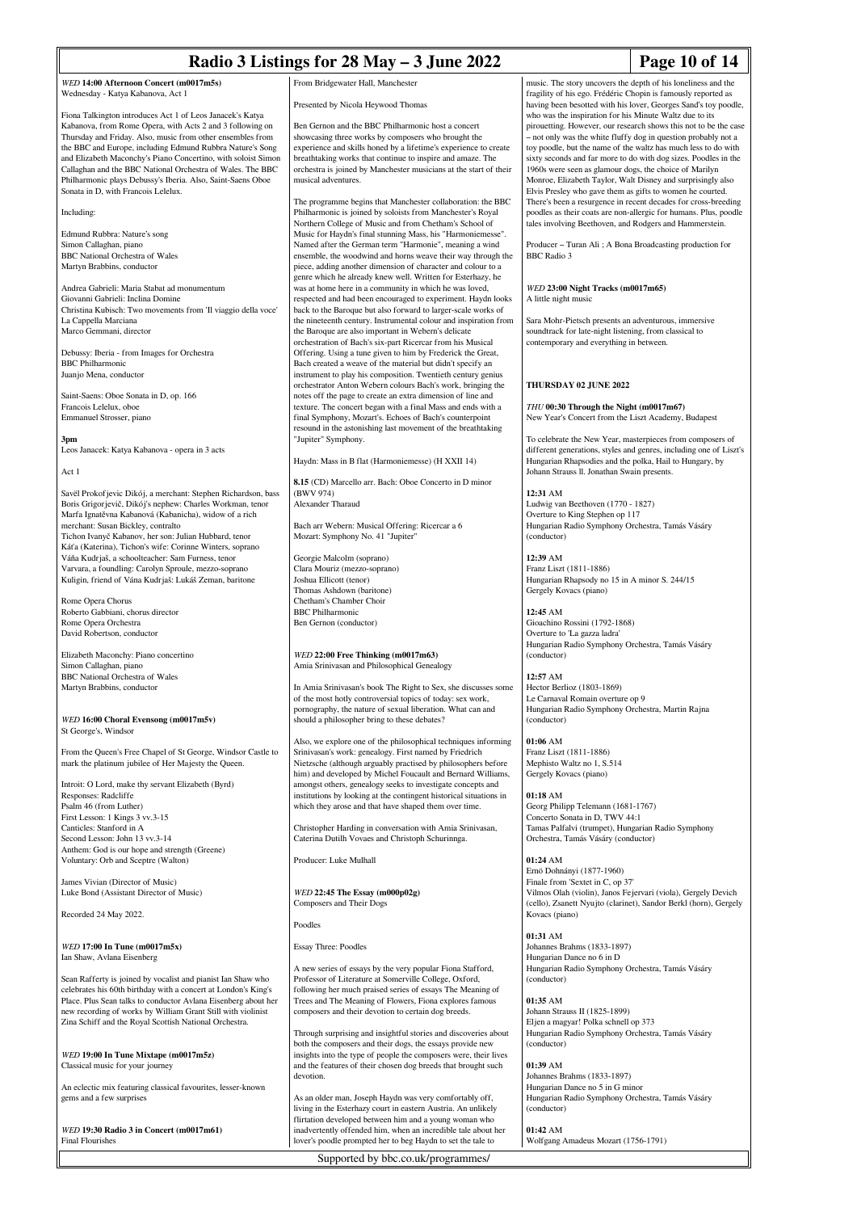*WED* **14:00 Afternoon Concert (m0017m5s)**
Wednesday - Katya Kabanova, Act 1

Fiona Talkington introduces Act 1 of Leos Janacek's Katya Kabanova, from Rome Opera, with Acts 2 and 3 following on Thursday and Friday. Also, music from other ensembles from the BBC and Europe, including Edmund Rubbra Nature's Song and Elizabeth Maconchy's Piano Concertino, with soloist Simon Callaghan and the BBC National Orchestra of Wales. The BBC Philharmonic plays Debussy's Iberia. Also, Saint-Saens Oboe Sonata in D, with Francois Leleux.

Including:

Edmund Rubbra: Nature's song
Simon Callaghan, piano
BBC National Orchestra of Wales
Martyn Brabbins, conductor

Andrea Gabrieli: Maria Stabat ad monumentum
Giovanni Gabrieli: Inclina Domine
Christina Kubisch: Two movements from 'Il viaggio della voce'
La Cappella Marciana
Marco Gemmani, director

Debussy: Iberia - from Images for Orchestra
BBC Philharmonic
Juanjo Mena, conductor

Saint-Saens: Oboe Sonata in D, op. 166
Francois Leleux, oboe
Emmanuel Strosser, piano

**3pm**
Leos Janacek: Katya Kabanova - opera in 3 acts

Act 1

Savël Prokofjevic Dikój, a merchant: Stephen Richardson, bass
Boris Grigorjevič, Dikój's nephew: Charles Workman, tenor
Marfa Ignatěvna Kabanová (Kabanicha), widow of a rich merchant: Susan Bickley, contralto
Tichon Ivanyč Kabanov, her son: Julian Hubbard, tenor
Káťa (Katerina), Tichon's wife: Corinne Winters, soprano
Váňa Kudrjaš, a schoolteacher: Sam Furness, tenor
Varvara, a foundling: Carolyn Sproule, mezzo-soprano
Kuligin, friend of Vána Kudrjaš: Lukáš Zeman, baritone

Rome Opera Chorus
Roberto Gabbiani, chorus director
Rome Opera Orchestra
David Robertson, conductor

Elizabeth Maconchy: Piano concertino
Simon Callaghan, piano
BBC National Orchestra of Wales
Martyn Brabbins, conductor

*WED* **16:00 Choral Evensong (m0017m5v)**
St George's, Windsor

From the Queen's Free Chapel of St George, Windsor Castle to mark the platinum jubilee of Her Majesty the Queen.

Introit: O Lord, make thy servant Elizabeth (Byrd)
Responses: Radcliffe
Psalm 46 (from Luther)
First Lesson: 1 Kings 3 vv.3-15
Canticles: Stanford in A
Second Lesson: John 13 vv.3-14
Anthem: God is our hope and strength (Greene)
Voluntary: Orb and Sceptre (Walton)

James Vivian (Director of Music)
Luke Bond (Assistant Director of Music)

Recorded 24 May 2022.

*WED* **17:00 In Tune (m0017m5x)**
Ian Shaw, Avlana Eisenberg

Sean Rafferty is joined by vocalist and pianist Ian Shaw who celebrates his 60th birthday with a concert at London's King's Place. Plus Sean talks to conductor Avlana Eisenberg about her new recording of works by William Grant Still with violinist Zina Schiff and the Royal Scottish National Orchestra.

*WED* **19:00 In Tune Mixtape (m0017m5z)**
Classical music for your journey

An eclectic mix featuring classical favourites, lesser-known gems and a few surprises

*WED* **19:30 Radio 3 in Concert (m0017m61)**
Final Flourishes

From Bridgewater Hall, Manchester

Presented by Nicola Heywood Thomas

Ben Gernon and the BBC Philharmonic host a concert showcasing three works by composers who brought the experience and skills honed by a lifetime's experience to create breathtaking works that continue to inspire and amaze. The orchestra is joined by Manchester musicians at the start of their musical adventures.

The programme begins that Manchester collaboration: the BBC Philharmonic is joined by soloists from Manchester's Royal Northern College of Music and from Chetham's School of Music for Haydn's final stunning Mass, his "Harmoniemesse". Named after the German term "Harmonie", meaning a wind ensemble, the woodwind and horns weave their way through the piece, adding another dimension of character and colour to a genre which he already knew well. Written for Esterhazy, he was at home here in a community in which he was loved, respected and had been encouraged to experiment. Haydn looks back to the Baroque but also forward to larger-scale works of the nineteenth century. Instrumental colour and inspiration from the Baroque are also important in Webern's delicate orchestration of Bach's six-part Ricercar from his Musical Offering. Using a tune given to him by Frederick the Great, Bach created a weave of the material but didn't specify an instrument to play his composition. Twentieth century genius orchestrator Anton Webern colours Bach's work, bringing the notes off the page to create an extra dimension of line and texture. The concert began with a final Mass and ends with a final Symphony, Mozart's. Echoes of Bach's counterpoint resound in the astonishing last movement of the breathtaking "Jupiter" Symphony.

Haydn: Mass in B flat (Harmoniemesse) (H XXII 14)

**8.15** (CD) Marcello arr. Bach: Oboe Concerto in D minor (BWV 974)
Alexander Tharaud

Bach arr Webern: Musical Offering: Ricercar a 6
Mozart: Symphony No. 41 "Jupiter"

Georgie Malcolm (soprano)
Clara Mouriz (mezzo-soprano)
Joshua Ellicott (tenor)
Thomas Ashdown (baritone)
Chetham's Chamber Choir
BBC Philharmonic
Ben Gernon (conductor)

*WED* **22:00 Free Thinking (m0017m63)**
Amia Srinivasan and Philosophical Genealogy

In Amia Srinivasan's book The Right to Sex, she discusses some of the most hotly controversial topics of today: sex work, pornography, the nature of sexual liberation. What can and should a philosopher bring to these debates?

Also, we explore one of the philosophical techniques informing Srinivasan's work: genealogy. First named by Friedrich Nietzsche (although arguably practised by philosophers before him) and developed by Michel Foucault and Bernard Williams, amongst others, genealogy seeks to investigate concepts and institutions by looking at the contingent historical situations in which they arose and that have shaped them over time.

Christopher Harding in conversation with Amia Srinivasan, Caterina Dutilh Vovaes and Christoph Schuringa.

Producer: Luke Mulhall

*WED* **22:45 The Essay (m000p02g)**
Composers and Their Dogs

Poodles

Essay Three: Poodles

A new series of essays by the very popular Fiona Stafford, Professor of Literature at Somerville College, Oxford, following her much praised series of essays The Meaning of Trees and The Meaning of Flowers, Fiona explores famous composers and their devotion to certain dog breeds.

Through surprising and insightful stories and discoveries about both the composers and their dogs, the essays provide new insights into the type of people the composers were, their lives and the features of their chosen dog breeds that brought such devotion.

As an older man, Joseph Haydn was very comfortably off, living in the Esterhazy court in eastern Austria. An unlikely flirtation developed between him and a young woman who inadvertently offended him, when an incredible tale about her lover's poodle prompted her to beg Haydn to set the tale to music. The story uncovers the depth of his loneliness and the fragility of his ego. Frédéric Chopin is famously reported as having been besotted with his lover, Georges Sand's toy poodle, who was the inspiration for his Minute Waltz due to its pirouetting. However, our research shows this not to be the case – not only was the white fluffy dog in question probably not a toy poodle, but the name of the waltz has much less to do with sixty seconds and far more to do with dog sizes. Poodles in the 1960s were seen as glamour dogs, the choice of Marilyn Monroe, Elizabeth Taylor, Walt Disney and surprisingly also Elvis Presley who gave them as gifts to women he courted. There's been a resurgence in recent decades for cross-breeding poodles as their coats are non-allergic for humans. Plus, poodle tales involving Beethoven, and Rodgers and Hammerstein.

Producer – Turan Ali ; A Bona Broadcasting production for BBC Radio 3

*WED* **23:00 Night Tracks (m0017m65)**
A little night music

Sara Mohr-Pietsch presents an adventurous, immersive soundtrack for late-night listening, from classical to contemporary and everything in between.

## THURSDAY 02 JUNE 2022

*THU* **00:30 Through the Night (m0017m67)**
New Year's Concert from the Liszt Academy, Budapest

To celebrate the New Year, masterpieces from composers of different generations, styles and genres, including one of Liszt's Hungarian Rhapsodies and the polka, Hail to Hungary, by Johann Strauss ll. Jonathan Swain presents.

**12:31** AM
Ludwig van Beethoven (1770 - 1827)
Overture to King Stephen op 117
Hungarian Radio Symphony Orchestra, Tamás Vásáry (conductor)

**12:39** AM
Franz Liszt (1811-1886)
Hungarian Rhapsody no 15 in A minor S. 244/15
Gergely Kovacs (piano)

**12:45** AM
Gioachino Rossini (1792-1868)
Overture to 'La gazza ladra'
Hungarian Radio Symphony Orchestra, Tamás Vásáry (conductor)

**12:57** AM
Hector Berlioz (1803-1869)
Le Carnaval Romain overture op 9
Hungarian Radio Symphony Orchestra, Martin Rajna (conductor)

**01:06** AM
Franz Liszt (1811-1886)
Mephisto Waltz no 1, S.514
Gergely Kovacs (piano)

**01:18** AM
Georg Philipp Telemann (1681-1767)
Concerto Sonata in D, TWV 44:1
Tamas Palfalvi (trumpet), Hungarian Radio Symphony Orchestra, Tamás Vásáry (conductor)

**01:24** AM
Ernö Dohnányi (1877-1960)
Finale from 'Sextet in C, op 37'
Vilmos Olah (violin), Janos Fejervari (viola), Gergely Devich (cello), Zsanett Nyujto (clarinet), Sandor Berkl (horn), Gergely Kovacs (piano)

**01:31** AM
Johannes Brahms (1833-1897)
Hungarian Dance no 6 in D
Hungarian Radio Symphony Orchestra, Tamás Vásáry (conductor)

**01:35** AM
Johann Strauss II (1825-1899)
Eljen a magyar! Polka schnell op 373
Hungarian Radio Symphony Orchestra, Tamás Vásáry (conductor)

**01:39** AM
Johannes Brahms (1833-1897)
Hungarian Dance no 5 in G minor
Hungarian Radio Symphony Orchestra, Tamás Vásáry (conductor)

**01:42** AM
Wolfgang Amadeus Mozart (1756-1791)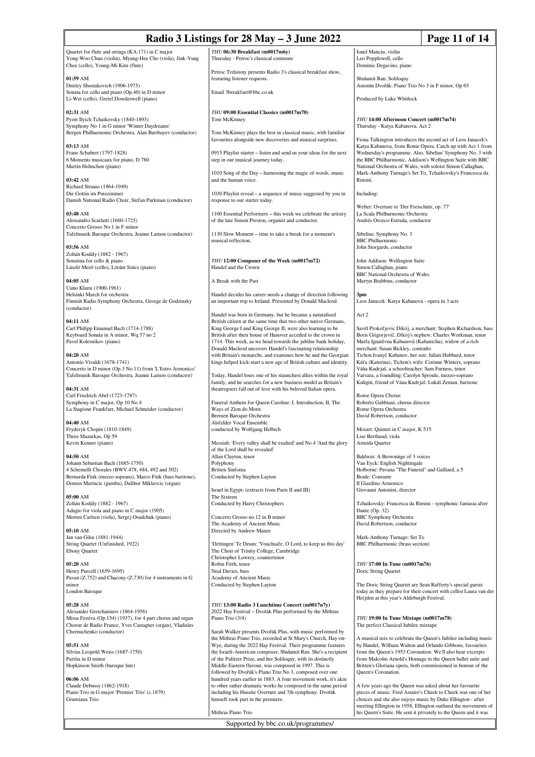Quartet for flute and strings (KA.171) in C major
Yong-Woo Chun (violin), Myung-Hee Cho (viola), Jink-Yung Chee (cello), Young-Mi Kim (flute)

**01:59** AM
Dmitry Shostakovich (1906-1975)
Sonata for cello and piano (Op.40) in D minor
Li-Wei (cello), Gretel Dowdeswell (piano)

**02:31** AM
Pyotr Ilyich Tchaikovsky (1840-1893)
Symphony No 1 in G minor 'Winter Daydreams'
Bergen Philharmonic Orchestra, Alan Buribayev (conductor)

**03:13** AM
Franz Schubert (1797-1828)
6 Moments musicaux for piano, D.780
Martin Helmchen (piano)

**03:42** AM
Richard Strauss (1864-1949)
Die Gottin im Putzzimmer
Danish National Radio Choir, Stefan Parkman (conductor)

**03:48** AM
Alessandro Scarlatti (1660-1725)
Concerto Grosso No 1 in F minor
Tafelmusik Baroque Orchestra, Jeanne Lamon (conductor)

**03:56** AM
Zoltán Kodály (1882 - 1967)
Sonatina for cello & piano
László Mező (cello), Lóránt Szücs (piano)

**04:05** AM
Uuno Klami (1900-1961)
Helsinki March for orchestra
Finnish Radio Symphony Orchestra, George de Godzinsky (conductor)

**04:11** AM
Carl Philipp Emanuel Bach (1714-1788)
Keyboard Sonata in A minor, Wq 57 no 2
Pavel Kolesnikov (piano)

**04:20** AM
Antonio Vivaldi (1678-1741)
Concerto in D minor (Op.3 No.11) from 'L'Estro Armonico'
Tafelmusik Baroque Orchestra, Jeanne Lamon (conductor)

**04:31** AM
Carl Friedrich Abel (1723-1787)
Symphony in C major, Op 10 No 4
La Stagione Frankfurt, Michael Schneider (conductor)

**04:40** AM
Fryderyk Chopin (1810-1849)
Three Mazurkas, Op 59
Kevin Kenner (piano)

**04:50** AM
Johann Sebastian Bach (1685-1750)
4 Schemelli Chorales (BWV.478, 484, 492 and 502)
Bernarda Fink (mezzo soprano), Marco Fink (bass baritone), Domen Marincic (gamba), Dalibor Miklavcic (organ)

**05:00** AM
Zoltán Kodály (1882 - 1967)
Adagio for viola and piano in C major (1905)
Morten Carlsen (viola), Sergej Osadchuk (piano)

**05:10** AM
Jan van Gilse (1881-1944)
String Quartet (Unfinished, 1922)
Ebony Quartet

**05:20** AM
Henry Purcell (1659-1695)
Pavan (Z.752) and Chacony (Z.730) for 4 instruments in G minor
London Baroque

**05:28** AM
Alexander Gretchaninov (1864-1956)
Missa Festiva (Op.154) (1937), for 4 part chorus and organ
Choeur de Radio France, Yves Castagnet (organ), Vladislav Chernuchenko (conductor)

**05:51** AM
Silvius Leopold Weiss (1687-1750)
Partita in D minor
Hopkinson Smith (baroque lute)

**06:06** AM
Claude Debussy (1862-1918)
Piano Trio in G major 'Premier Trio' (c.1879)
Grumiaux Trio

*THU* **06:30 Breakfast (m0017m6y)**
Thursday - Petroc's classical commute

Petroc Trelawny presents Radio 3's classical breakfast show, featuring listener requests.

Email 3breakfast@bbc.co.uk

*THU* **09:00 Essential Classics (m0017m70)**
Tom McKinney

Tom McKinney plays the best in classical music, with familiar favourites alongside new discoveries and musical surprises.

0915 Playlist starter – listen and send us your ideas for the next step in our musical journey today.

1010 Song of the Day – harnessing the magic of words, music and the human voice.

1030 Playlist reveal – a sequence of music suggested by you in response to our starter today.

1100 Essential Performers – this week we celebrate the artistry of the late Simon Preston, organist and conductor.

1130 Slow Moment – time to take a break for a moment's musical reflection.

*THU* **12:00 Composer of the Week (m0017m72)**
Handel and the Crown

A Break with the Past

Handel decides his career needs a change of direction following an important trip to Ireland. Presented by Donald Macleod.

Handel was born in Germany, but he became a naturalised British citizen at the same time that two other native Germans, King George I and King George II, were also learning to be British after their house of Hanover acceded to the crown in 1714. This week, as we head towards the jubilee bank holiday, Donald Macleod uncovers Handel's fascinating relationship with Britain's monarchs, and examines how he and the Georgian kings helped kick-start a new age of British culture and identity.

Today, Handel loses one of his staunchest allies within the royal family, and he searches for a new business model as Britain's theatregoers fall out of love with his beloved Italian opera.

Funeral Anthem for Queen Caroline: I. Introduction, II. The Ways of Zion do Morn
Bremen Baroque Orchestra
Alsfelder Vocal Ensemble
conducted by Wolfgang Helbich

Messiah: 'Every valley shall be exalted' and No.4 'And the glory of the Lord shall be revealed'
Allan Clayton, tenor
Polyphony
Britten Sinfonia
Conducted by Stephen Layton

Israel in Egypt: (extracts from Parts II and III)
The Sixteen
Conducted by Harry Christophers

Concerto Grosso no.12 in B minor
The Academy of Ancient Music
Directed by Andrew Manze

'Dettingen' Te Deum: 'Vouchsafe, O Lord, to keep us this day'
The Choir of Trinity College, Cambridge
Christopher Lowrey, countertenor
Robin Firth, tenor
Neal Davies, bass
Academy of Ancient Music
Conducted by Stephen Layton

*THU* **13:00 Radio 3 Lunchtime Concert (m0017n7y)**
2022 Hay Festival – Dvořák Plus performed by the Mithras Piano Trio (3/4)

Sarah Walker presents Dvořák Plus, with music performed by the Mithras Piano Trio, recorded at St Mary's Church, Hay-on-Wye, during the 2022 Hay Festival. Their programme features the Israeli-American composer, Shulamit Ran. She's a recipient of the Pulitzer Prize, and her Soliloquy, with its distinctly Middle-Eastern flavour, was composed in 1997. This is followed by Dvořák's Piano Trio No 3, composed over one hundred years earlier in 1883. A four movement work, it's akin to other rather dramatic works he composed in the same period including his Hussite Overture and 7th symphony. Dvořák himself took part in the premiere.

Mithras Piano Trio
Ionel Manciu, violin
Leo Popplewell, cello
Dominic Degavino, piano

Shulamit Ran: Soliloquy
Antonín Dvořák: Piano Trio No 3 in F minor, Op 65

Produced by Luke Whitlock

*THU* **14:00 Afternoon Concert (m0017m74)**
Thursday - Katya Kabanova, Act 2

Fiona Talkington introduces the second act of Leos Janacek's Katya Kabanova, from Rome Opera. Catch up with Act 1 from Wednesday's programme. Also, Sibelius' Symphony No. 3 with the BBC Philharmonic, Addison's Wellington Suite with BBC National Orchestra of Wales, with soloist Simon Callaghan, Mark-Anthony Turnage's Set To, Tchaikovsky's Francesca da Rimini.

Including:

Weber: Overture to 'Der Freischütz, op. 77'
La Scala Philharmonic Orchestra
Andrés Orozco-Estrada, conductor

Sibelius: Symphony No. 3
BBC Philharmonic
John Storgards, conductor

John Addison: Wellington Suite
Simon Callaghan, piano
BBC National Orchestra of Wales
Martyn Brabbins, conductor

**3pm**
Leos Janacek: Katya Kabanova - opera in 3 acts

Act 2

Savël Prokofjevic Dikój, a merchant: Stephen Richardson, bass
Boris Grigorjevič, Dikój's nephew: Charles Workman, tenor
Marfa Ignatěvna Kabanová (Kabanicha), widow of a rich merchant: Susan Bickley, contralto
Tichon Ivanyč Kabanov, her son: Julian Hubbard, tenor
Káťa (Katerina), Tichon's wife: Corinne Winters, soprano
Váňa Kudrjaš, a schoolteacher: Sam Furness, tenor
Varvara, a foundling: Carolyn Sproule, mezzo-soprano
Kuligin, friend of Vána Kudrjaš: Lukáš Zeman, baritone

Rome Opera Chorus
Roberto Gabbiani, chorus director
Rome Opera Orchestra
David Robertson, conductor

Mozart: Quintet in C major, K 515
Lise Berthaud, viola
Armida Quartet

Baldwin: A Browninge of 3 voices
Van Eyck: English Nightingale
Holborne: Pavana "The Funeral" and Galliard, a 5
Brade: Courante
Il Giardino Armonico
Giovanni Antonini, director

Tchaikovsky: Francesca da Rimini - symphonic fantasia after Dante (Op. 32)
BBC Symphony Orchestra
David Robertson, conductor

Mark-Anthony Turnage: Set To
BBC Philharmonic (brass section)

*THU* **17:00 In Tune (m0017m76)**
Doric String Quartet

The Doric String Quartet are Sean Rafferty's special guests today as they prepare for their concert with cellist Laura van der Heijden at this year's Aldeburgh Festival.

*THU* **19:00 In Tune Mixtape (m0017m78)**
The perfect Classical Jubilee mixtape

A musical mix to celebrate the Queen's Jubilee including music by Handel, William Walton and Orlando Gibbons, favourites from the Queen's 1953 Coronation. We'll also hear excerpts from Malcolm Arnold's Homage to the Queen ballet suite and Britten's Gloriana opera, both commissioned in honour of the Queen's Coronation.

A few years ago the Queen was asked about her favourite pieces of music. Fred Astaire's Cheek to Cheek was one of her choices and she also enjoys music by Duke Ellington - after meeting Ellington in 1958, Ellington outlined the movements of his Queen's Suite. He sent it privately to the Queen and it was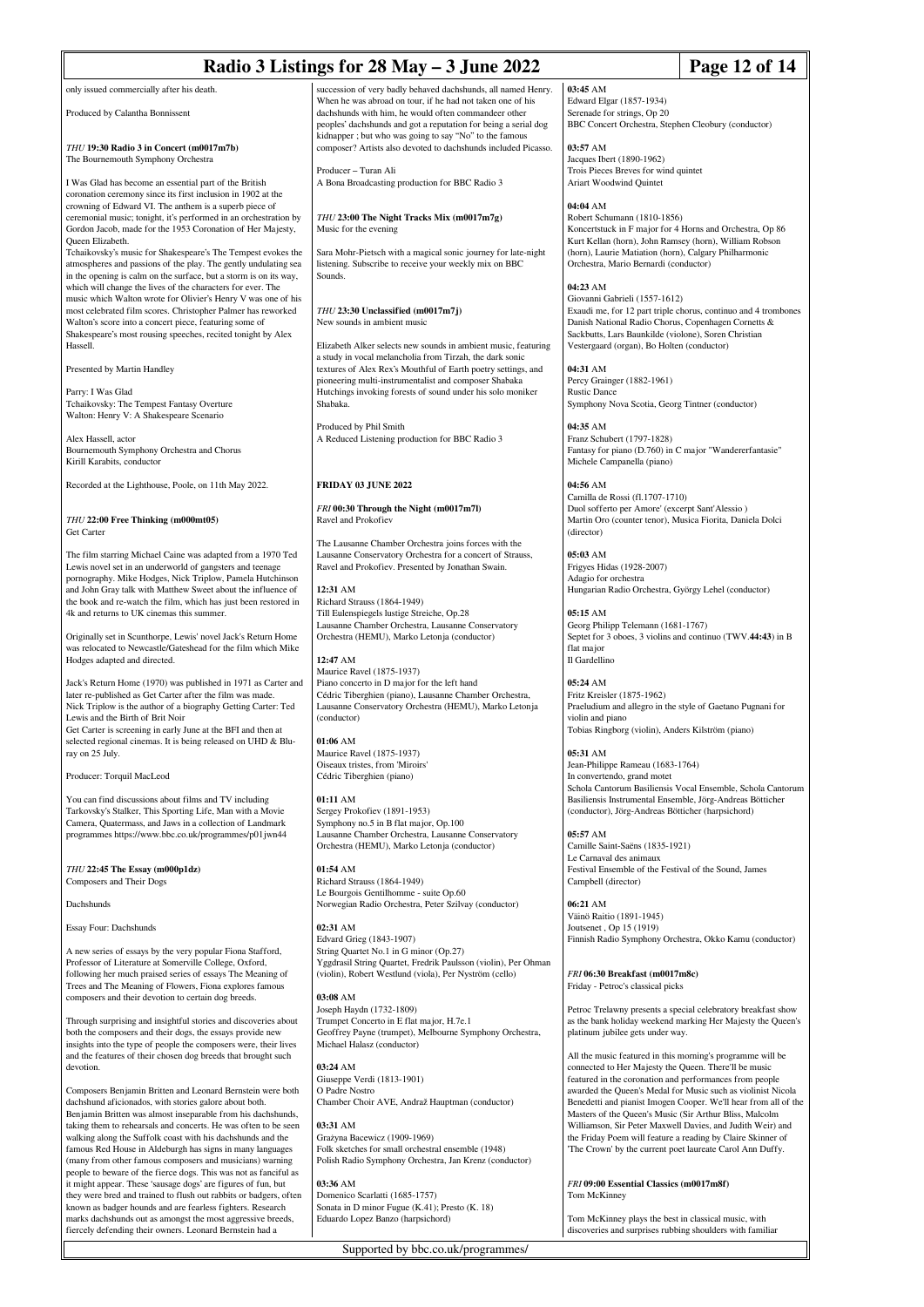only issued commercially after his death.

Produced by Calantha Bonnissent

*THU* **19:30 Radio 3 in Concert (m0017m7b)**
The Bournemouth Symphony Orchestra

I Was Glad has become an essential part of the British coronation ceremony since its first inclusion in 1902 at the crowning of Edward VI. The anthem is a superb piece of ceremonial music; tonight, it's performed in an orchestration by Gordon Jacob, made for the 1953 Coronation of Her Majesty, Queen Elizabeth.
Tchaikovsky's music for Shakespeare's The Tempest evokes the atmospheres and passions of the play. The gently undulating sea in the opening is calm on the surface, but a storm is on its way, which will change the lives of the characters for ever. The music which Walton wrote for Olivier's Henry V was one of his most celebrated film scores. Christopher Palmer has reworked Walton's score into a concert piece, featuring some of Shakespeare's most rousing speeches, recited tonight by Alex Hassell.

Presented by Martin Handley

Parry: I Was Glad
Tchaikovsky: The Tempest Fantasy Overture
Walton: Henry V: A Shakespeare Scenario

Alex Hassell, actor
Bournemouth Symphony Orchestra and Chorus
Kirill Karabits, conductor

Recorded at the Lighthouse, Poole, on 11th May 2022.

*THU* **22:00 Free Thinking (m000mt05)**
Get Carter

The film starring Michael Caine was adapted from a 1970 Ted Lewis novel set in an underworld of gangsters and teenage pornography. Mike Hodges, Nick Triplow, Pamela Hutchinson and John Gray talk with Matthew Sweet about the influence of the book and re-watch the film, which has just been restored in 4k and returns to UK cinemas this summer.

Originally set in Scunthorpe, Lewis' novel Jack's Return Home was relocated to Newcastle/Gateshead for the film which Mike Hodges adapted and directed.

Jack's Return Home (1970) was published in 1971 as Carter and later re-published as Get Carter after the film was made.
Nick Triplow is the author of a biography Getting Carter: Ted Lewis and the Birth of Brit Noir
Get Carter is screening in early June at the BFI and then at selected regional cinemas. It is being released on UHD & Blu-ray on 25 July.

Producer: Torquil MacLeod

You can find discussions about films and TV including Tarkovsky's Stalker, This Sporting Life, Man with a Movie Camera, Quatermass, and Jaws in a collection of Landmark programmes https://www.bbc.co.uk/programmes/p01jwn44

*THU* **22:45 The Essay (m000p1dz)**
Composers and Their Dogs

Dachshunds

Essay Four: Dachshunds

A new series of essays by the very popular Fiona Stafford, Professor of Literature at Somerville College, Oxford, following her much praised series of essays The Meaning of Trees and The Meaning of Flowers, Fiona explores famous composers and their devotion to certain dog breeds.

Through surprising and insightful stories and discoveries about both the composers and their dogs, the essays provide new insights into the type of people the composers were, their lives and the features of their chosen dog breeds that brought such devotion.

Composers Benjamin Britten and Leonard Bernstein were both dachshund aficionados, with stories galore about both. Benjamin Britten was almost inseparable from his dachshunds, taking them to rehearsals and concerts. He was often to be seen walking along the Suffolk coast with his dachshunds and the famous Red House in Aldeburgh has signs in many languages (many from other famous composers and musicians) warning people to beware of the fierce dogs. This was not as fanciful as it might appear. These 'sausage dogs' are figures of fun, but they were bred and trained to flush out rabbits or badgers, often known as badger hounds and are fearless fighters. Research marks dachshunds out as amongst the most aggressive breeds, fiercely defending their owners. Leonard Bernstein had a succession of very badly behaved dachshunds, all named Henry. When he was abroad on tour, if he had not taken one of his dachshunds with him, he would often commandeer other peoples' dachshunds and got a reputation for being a serial dog kidnapper ; but who was going to say "No" to the famous composer? Artists also devoted to dachshunds included Picasso.

Producer – Turan Ali
A Bona Broadcasting production for BBC Radio 3

*THU* **23:00 The Night Tracks Mix (m0017m7g)**
Music for the evening

Sara Mohr-Pietsch with a magical sonic journey for late-night listening. Subscribe to receive your weekly mix on BBC Sounds.

*THU* **23:30 Unclassified (m0017m7j)**
New sounds in ambient music

Elizabeth Alker selects new sounds in ambient music, featuring a study in vocal melancholia from Tirzah, the dark sonic textures of Alex Rex's Mouthful of Earth poetry settings, and pioneering multi-instrumentalist and composer Shabaka Hutchings invoking forests of sound under his solo moniker Shabaka.

Produced by Phil Smith
A Reduced Listening production for BBC Radio 3

## FRIDAY 03 JUNE 2022

*FRI* **00:30 Through the Night (m0017m7l)**
Ravel and Prokofiev

The Lausanne Chamber Orchestra joins forces with the Lausanne Conservatory Orchestra for a concert of Strauss, Ravel and Prokofiev. Presented by Jonathan Swain.

**12:31** AM
Richard Strauss (1864-1949)
Till Eulenspiegels lustige Streiche, Op.28
Lausanne Chamber Orchestra, Lausanne Conservatory Orchestra (HEMU), Marko Letonja (conductor)

**12:47** AM
Maurice Ravel (1875-1937)
Piano concerto in D major for the left hand
Cédric Tiberghien (piano), Lausanne Chamber Orchestra, Lausanne Conservatory Orchestra (HEMU), Marko Letonja (conductor)

**01:06** AM
Maurice Ravel (1875-1937)
Oiseaux tristes, from 'Miroirs'
Cédric Tiberghien (piano)

**01:11** AM
Sergey Prokofiev (1891-1953)
Symphony no.5 in B flat major, Op.100
Lausanne Chamber Orchestra, Lausanne Conservatory Orchestra (HEMU), Marko Letonja (conductor)

**01:54** AM
Richard Strauss (1864-1949)
Le Bourgois Gentilhomme - suite Op.60
Norwegian Radio Orchestra, Peter Szilvay (conductor)

**02:31** AM
Edvard Grieg (1843-1907)
String Quartet No.1 in G minor (Op.27)
Yggdrasil String Quartet, Fredrik Paulsson (violin), Per Ohman (violin), Robert Westlund (viola), Per Nyström (cello)

**03:08** AM
Joseph Haydn (1732-1809)
Trumpet Concerto in E flat major, H.7e.1
Geoffrey Payne (trumpet), Melbourne Symphony Orchestra, Michael Halasz (conductor)

**03:24** AM
Giuseppe Verdi (1813-1901)
O Padre Nostro
Chamber Choir AVE, Andraž Hauptman (conductor)

**03:31** AM
Grażyna Bacewicz (1909-1969)
Folk sketches for small orchestral ensemble (1948)
Polish Radio Symphony Orchestra, Jan Krenz (conductor)

**03:36** AM
Domenico Scarlatti (1685-1757)
Sonata in D minor Fugue (K.41); Presto (K. 18)
Eduardo Lopez Banzo (harpsichord)

**03:45** AM
Edward Elgar (1857-1934)
Serenade for strings, Op 20
BBC Concert Orchestra, Stephen Cleobury (conductor)

**03:57** AM
Jacques Ibert (1890-1962)
Trois Pieces Breves for wind quintet
Ariart Woodwind Quintet

**04:04** AM
Robert Schumann (1810-1856)
Koncertstuck in F major for 4 Horns and Orchestra, Op 86
Kurt Kellan (horn), John Ramsey (horn), William Robson (horn), Laurie Matiation (horn), Calgary Philharmonic Orchestra, Mario Bernardi (conductor)

**04:23** AM
Giovanni Gabrieli (1557-1612)
Exaudi me, for 12 part triple chorus, continuo and 4 trombones
Danish National Radio Chorus, Copenhagen Cornetts & Sackbutts, Lars Baunkilde (violone), Soren Christian Vestergaard (organ), Bo Holten (conductor)

**04:31** AM
Percy Grainger (1882-1961)
Rustic Dance
Symphony Nova Scotia, Georg Tintner (conductor)

**04:35** AM
Franz Schubert (1797-1828)
Fantasy for piano (D.760) in C major "Wandererfantasie"
Michele Campanella (piano)

**04:56** AM
Camilla de Rossi (fl.1707-1710)
Duol sofferto per Amore' (excerpt Sant'Alessio )
Martin Oro (counter tenor), Musica Fiorita, Daniela Dolci (director)

**05:03** AM
Frigyes Hidas (1928-2007)
Adagio for orchestra
Hungarian Radio Orchestra, György Lehel (conductor)

**05:15** AM
Georg Philipp Telemann (1681-1767)
Septet for 3 oboes, 3 violins and continuo (TWV.**44:43**) in B flat major
Il Gardellino

**05:24** AM
Fritz Kreisler (1875-1962)
Praeludium and allegro in the style of Gaetano Pugnani for violin and piano
Tobias Ringborg (violin), Anders Kilström (piano)

**05:31** AM
Jean-Philippe Rameau (1683-1764)
In convertendo, grand motet
Schola Cantorum Basiliensis Vocal Ensemble, Schola Cantorum Basiliensis Instrumental Ensemble, Jörg-Andreas Bötticher (conductor), Jörg-Andreas Bötticher (harpsichord)

**05:57** AM
Camille Saint-Saëns (1835-1921)
Le Carnaval des animaux
Festival Ensemble of the Festival of the Sound, James Campbell (director)

**06:21** AM
Väinö Raitio (1891-1945)
Joutsenet , Op 15 (1919)
Finnish Radio Symphony Orchestra, Okko Kamu (conductor)

*FRI* **06:30 Breakfast (m0017m8c)**
Friday - Petroc's classical picks

Petroc Trelawny presents a special celebratory breakfast show as the bank holiday weekend marking Her Majesty the Queen's platinum jubilee gets under way.

All the music featured in this morning's programme will be connected to Her Majesty the Queen. There'll be music featured in the coronation and performances from people awarded the Queen's Medal for Music such as violinist Nicola Benedetti and pianist Imogen Cooper. We'll hear from all of the Masters of the Queen's Music (Sir Arthur Bliss, Malcolm Williamson, Sir Peter Maxwell Davies, and Judith Weir) and the Friday Poem will feature a reading by Claire Skinner of 'The Crown' by the current poet laureate Carol Ann Duffy.

*FRI* **09:00 Essential Classics (m0017m8f)**
Tom McKinney

Tom McKinney plays the best in classical music, with discoveries and surprises rubbing shoulders with familiar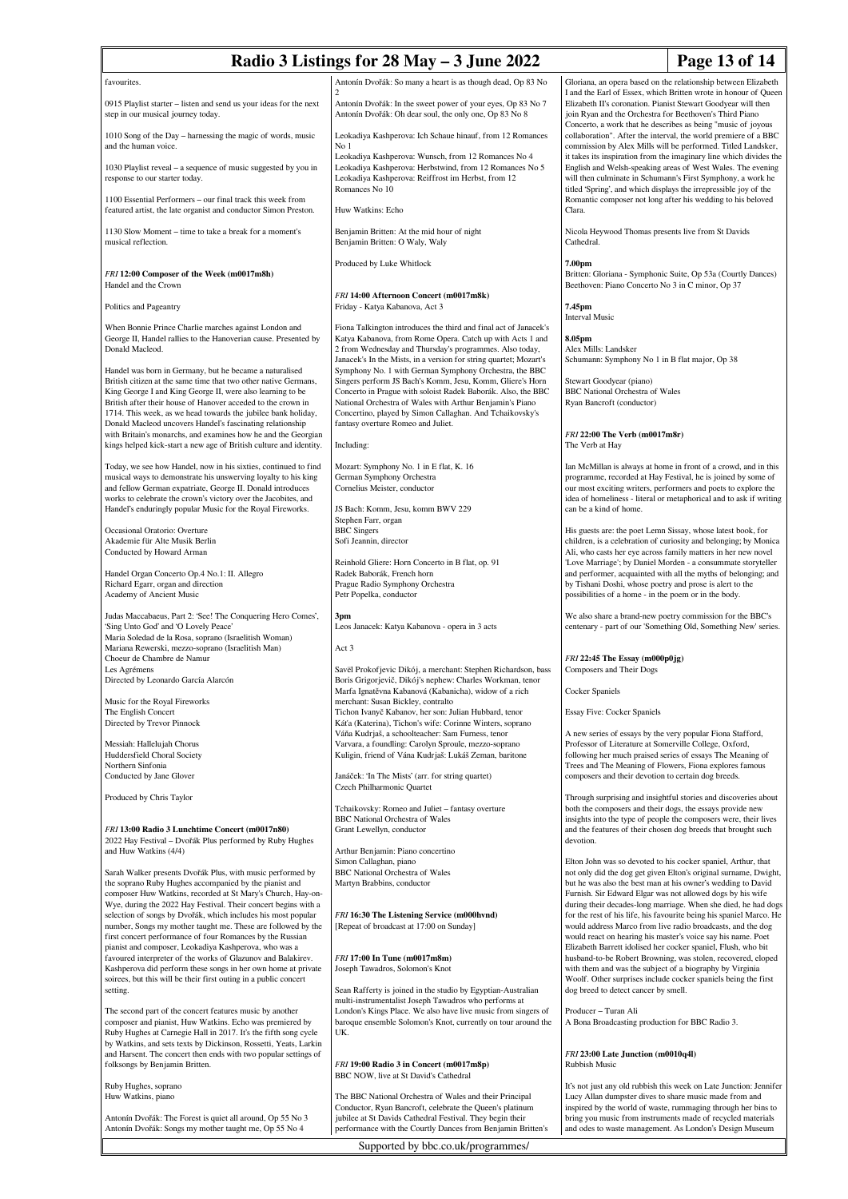favourites.

0915 Playlist starter – listen and send us your ideas for the next step in our musical journey today.

1010 Song of the Day – harnessing the magic of words, music and the human voice.

1030 Playlist reveal – a sequence of music suggested by you in response to our starter today.

1100 Essential Performers – our final track this week from featured artist, the late organist and conductor Simon Preston.

1130 Slow Moment – time to take a break for a moment's musical reflection.

*FRI* **12:00 Composer of the Week (m0017m8h)**
Handel and the Crown

Politics and Pageantry

When Bonnie Prince Charlie marches against London and George II, Handel rallies to the Hanoverian cause. Presented by Donald Macleod.

Handel was born in Germany, but he became a naturalised British citizen at the same time that two other native Germans, King George I and King George II, were also learning to be British after their house of Hanover acceded to the crown in 1714. This week, as we head towards the jubilee bank holiday, Donald Macleod uncovers Handel's fascinating relationship with Britain's monarchs, and examines how he and the Georgian kings helped kick-start a new age of British culture and identity.

Today, we see how Handel, now in his sixties, continued to find musical ways to demonstrate his unswerving loyalty to his king and fellow German expatriate, George II. Donald introduces works to celebrate the crown's victory over the Jacobites, and Handel's enduringly popular Music for the Royal Fireworks.

Occasional Oratorio: Overture
Akademie für Alte Musik Berlin
Conducted by Howard Arman

Handel Organ Concerto Op.4 No.1: II. Allegro
Richard Egarr, organ and direction
Academy of Ancient Music

Judas Maccabaeus, Part 2: 'See! The Conquering Hero Comes', 'Sing Unto God' and 'O Lovely Peace'
Maria Soledad de la Rosa, soprano (Israelitish Woman)
Mariana Rewerski, mezzo-soprano (Israelitish Man)
Choeur de Chambre de Namur
Les Agrémens
Directed by Leonardo García Alarcón

Music for the Royal Fireworks
The English Concert
Directed by Trevor Pinnock

Messiah: Hallelujah Chorus
Huddersfield Choral Society
Northern Sinfonia
Conducted by Jane Glover

Produced by Chris Taylor

*FRI* **13:00 Radio 3 Lunchtime Concert (m0017n80)**
2022 Hay Festival – Dvořák Plus performed by Ruby Hughes and Huw Watkins (4/4)

Sarah Walker presents Dvořák Plus, with music performed by the soprano Ruby Hughes accompanied by the pianist and composer Huw Watkins, recorded at St Mary's Church, Hay-on-Wye, during the 2022 Hay Festival. Their concert begins with a selection of songs by Dvořák, which includes his most popular number, Songs my mother taught me. These are followed by the first concert performance of four Romances by the Russian pianist and composer, Leokadiya Kashperova, who was a favoured interpreter of the works of Glazunov and Balakirev. Kashperova did perform these songs in her own home at private soirees, but this will be their first outing in a public concert setting.

The second part of the concert features music by another composer and pianist, Huw Watkins. Echo was premiered by Ruby Hughes at Carnegie Hall in 2017. It's the fifth song cycle by Watkins, and sets texts by Dickinson, Rossetti, Yeats, Larkin and Harsent. The concert then ends with two popular settings of folksongs by Benjamin Britten.

Ruby Hughes, soprano
Huw Watkins, piano

Antonín Dvořák: The Forest is quiet all around, Op 55 No 3
Antonín Dvořák: Songs my mother taught me, Op 55 No 4
Antonín Dvořák: So many a heart is as though dead, Op 83 No 2
Antonín Dvořák: In the sweet power of your eyes, Op 83 No 7
Antonín Dvořák: Oh dear soul, the only one, Op 83 No 8

Leokadiya Kashperova: Ich Schaue hinauf, from 12 Romances No 1
Leokadiya Kashperova: Wunsch, from 12 Romances No 4
Leokadiya Kashperova: Herbstwind, from 12 Romances No 5
Leokadiya Kashperova: Reiffrost im Herbst, from 12 Romances No 10

Huw Watkins: Echo

Benjamin Britten: At the mid hour of night
Benjamin Britten: O Waly, Waly

Produced by Luke Whitlock

*FRI* **14:00 Afternoon Concert (m0017m8k)**
Friday - Katya Kabanova, Act 3

Fiona Talkington introduces the third and final act of Janacek's Katya Kabanova, from Rome Opera. Catch up with Acts 1 and 2 from Wednesday and Thursday's programmes. Also today, Janacek's In the Mists, in a version for string quartet; Mozart's Symphony No. 1 with German Symphony Orchestra, the BBC Singers perform JS Bach's Komm, Jesu, Komm, Gliere's Horn Concerto in Prague with soloist Radek Baborák. Also, the BBC National Orchestra of Wales with Arthur Benjamin's Piano Concertino, played by Simon Callaghan. And Tchaikovsky's fantasy overture Romeo and Juliet.

Including:

Mozart: Symphony No. 1 in E flat, K. 16
German Symphony Orchestra
Cornelius Meister, conductor

JS Bach: Komm, Jesu, komm BWV 229
Stephen Farr, organ
BBC Singers
Sofi Jeannin, director

Reinhold Gliere: Horn Concerto in B flat, op. 91
Radek Baborák, French horn
Prague Radio Symphony Orchestra
Petr Popelka, conductor

**3pm**
Leos Janacek: Katya Kabanova - opera in 3 acts

Act 3

Savël Prokofjevic Dikój, a merchant: Stephen Richardson, bass
Boris Grigorjevič, Dikój's nephew: Charles Workman, tenor
Marfa Ignatěvna Kabanová (Kabanicha), widow of a rich merchant: Susan Bickley, contralto
Tichon Ivanyč Kabanov, her son: Julian Hubbard, tenor
Káťa (Katerina), Tichon's wife: Corinne Winters, soprano
Váňa Kudrjaš, a schoolteacher: Sam Furness, tenor
Varvara, a foundling: Carolyn Sproule, mezzo-soprano
Kuligin, friend of Vána Kudrjaš: Lukáš Zeman, baritone

Janáček: 'In The Mists' (arr. for string quartet)
Czech Philharmonic Quartet

Tchaikovsky: Romeo and Juliet – fantasy overture
BBC National Orchestra of Wales
Grant Lewellyn, conductor

Arthur Benjamin: Piano concertino
Simon Callaghan, piano
BBC National Orchestra of Wales
Martyn Brabbins, conductor

*FRI* **16:30 The Listening Service (m000hvnd)**
[Repeat of broadcast at 17:00 on Sunday]

*FRI* **17:00 In Tune (m0017m8m)**
Joseph Tawadros, Solomon's Knot

Sean Rafferty is joined in the studio by Egyptian-Australian multi-instrumentalist Joseph Tawadros who performs at London's Kings Place. We also have live music from singers of baroque ensemble Solomon's Knot, currently on tour around the UK.

*FRI* **19:00 Radio 3 in Concert (m0017m8p)**
BBC NOW, live at St David's Cathedral

The BBC National Orchestra of Wales and their Principal Conductor, Ryan Bancroft, celebrate the Queen's platinum jubilee at St Davids Cathedral Festival. They begin their performance with the Courtly Dances from Benjamin Britten's Gloriana, an opera based on the relationship between Elizabeth I and the Earl of Essex, which Britten wrote in honour of Queen Elizabeth II's coronation. Pianist Stewart Goodyear will then join Ryan and the Orchestra for Beethoven's Third Piano Concerto, a work that he describes as being "music of joyous collaboration". After the interval, the world premiere of a BBC commission by Alex Mills will be performed. Titled Landsker, it takes its inspiration from the imaginary line which divides the English and Welsh-speaking areas of West Wales. The evening will then culminate in Schumann's First Symphony, a work he titled 'Spring', and which displays the irrepressible joy of the Romantic composer not long after his wedding to his beloved Clara.

Nicola Heywood Thomas presents live from St Davids Cathedral.

**7.00pm**
Britten: Gloriana - Symphonic Suite, Op 53a (Courtly Dances)
Beethoven: Piano Concerto No 3 in C minor, Op 37

**7.45pm**
Interval Music

**8.05pm**
Alex Mills: Landsker
Schumann: Symphony No 1 in B flat major, Op 38

Stewart Goodyear (piano)
BBC National Orchestra of Wales
Ryan Bancroft (conductor)

*FRI* **22:00 The Verb (m0017m8r)**
The Verb at Hay

Ian McMillan is always at home in front of a crowd, and in this programme, recorded at Hay Festival, he is joined by some of our most exciting writers, performers and poets to explore the idea of homeliness - literal or metaphorical and to ask if writing can be a kind of home.

His guests are: the poet Lemn Sissay, whose latest book, for children, is a celebration of curiosity and belonging; by Monica Ali, who casts her eye across family matters in her new novel 'Love Marriage'; by Daniel Morden - a consummate storyteller and performer, acquainted with all the myths of belonging; and by Tishani Doshi, whose poetry and prose is alert to the possibilities of a home - in the poem or in the body.

We also share a brand-new poetry commission for the BBC's centenary - part of our 'Something Old, Something New' series.

*FRI* **22:45 The Essay (m000p0jg)**
Composers and Their Dogs

Cocker Spaniels

Essay Five: Cocker Spaniels

A new series of essays by the very popular Fiona Stafford, Professor of Literature at Somerville College, Oxford, following her much praised series of essays The Meaning of Trees and The Meaning of Flowers, Fiona explores famous composers and their devotion to certain dog breeds.

Through surprising and insightful stories and discoveries about both the composers and their dogs, the essays provide new insights into the type of people the composers were, their lives and the features of their chosen dog breeds that brought such devotion.

Elton John was so devoted to his cocker spaniel, Arthur, that not only did the dog get given Elton's original surname, Dwight, but he was also the best man at his owner's wedding to David Furnish. Sir Edward Elgar was not allowed dogs by his wife during their decades-long marriage. When she died, he had dogs for the rest of his life, his favourite being his spaniel Marco. He would address Marco from live radio broadcasts, and the dog would react on hearing his master's voice say his name. Poet Elizabeth Barrett idolised her cocker spaniel, Flush, who bit husband-to-be Richard Browning, was stolen, recovered, eloped with them and was the subject of a biography by Virginia Woolf. Other surprises include cocker spaniels being the first dog breed to detect cancer by smell.

Producer – Turan Ali
A Bona Broadcasting production for BBC Radio 3.

*FRI* **23:00 Late Junction (m0010q4l)**
Rubbish Music

It's not just any old rubbish this week on Late Junction: Jennifer Lucy Allan dumpster dives to share music made from and inspired by the world of waste, rummaging through her bins to bring you music from instruments made of recycled materials and odes to waste management. As London's Design Museum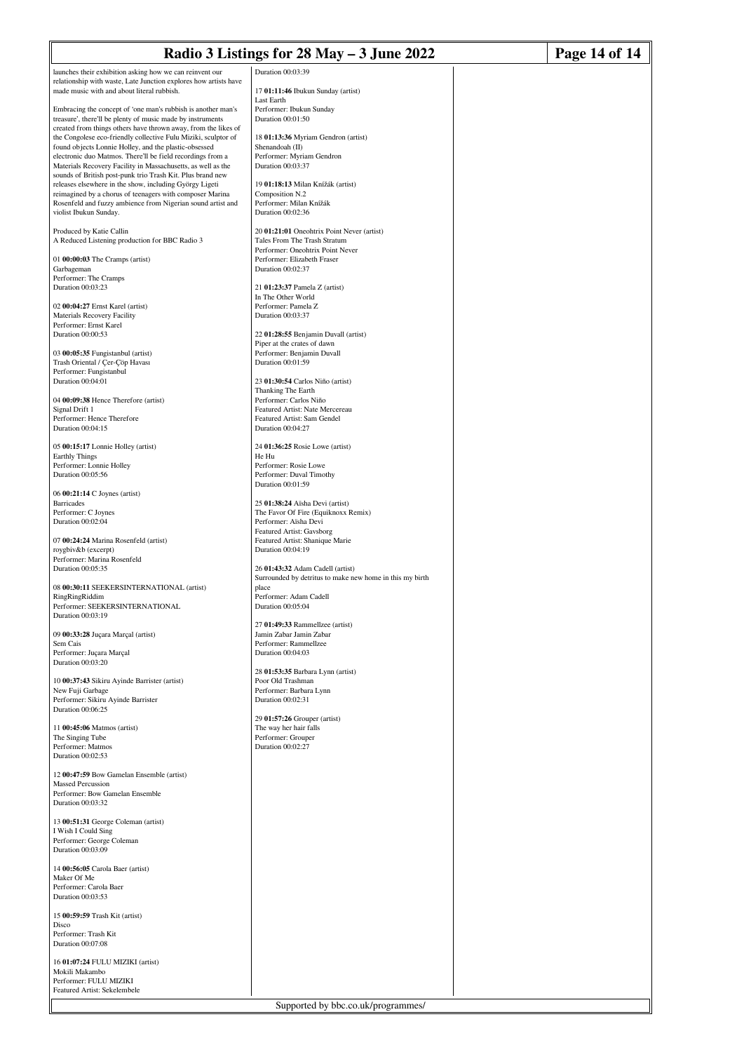launches their exhibition asking how we can reinvent our relationship with waste, Late Junction explores how artists have made music with and about literal rubbish.

Embracing the concept of 'one man's rubbish is another man's treasure', there'll be plenty of music made by instruments created from things others have thrown away, from the likes of the Congolese eco-friendly collective Fulu Miziki, sculptor of found objects Lonnie Holley, and the plastic-obsessed electronic duo Matmos. There'll be field recordings from a Materials Recovery Facility in Massachusetts, as well as the sounds of British post-punk trio Trash Kit. Plus brand new releases elsewhere in the show, including György Ligeti reimagined by a chorus of teenagers with composer Marina Rosenfeld and fuzzy ambience from Nigerian sound artist and violist Ibukun Sunday.

Produced by Katie Callin
A Reduced Listening production for BBC Radio 3

01 **00:00:03** The Cramps (artist)
Garbageman
Performer: The Cramps
Duration 00:03:23

02 **00:04:27** Ernst Karel (artist)
Materials Recovery Facility
Performer: Ernst Karel
Duration 00:00:53

03 **00:05:35** Fungistanbul (artist)
Trash Oriental / Çer-Çöp Havası
Performer: Fungistanbul
Duration 00:04:01

04 **00:09:38** Hence Therefore (artist)
Signal Drift 1
Performer: Hence Therefore
Duration 00:04:15

05 **00:15:17** Lonnie Holley (artist)
Earthly Things
Performer: Lonnie Holley
Duration 00:05:56

06 **00:21:14** C Joynes (artist)
Barricades
Performer: C Joynes
Duration 00:02:04

07 **00:24:24** Marina Rosenfeld (artist)
roygbiv&b (excerpt)
Performer: Marina Rosenfeld
Duration 00:05:35

08 **00:30:11** SEEKERSINTERNATIONAL (artist)
RingRingRiddim
Performer: SEEKERSINTERNATIONAL
Duration 00:03:19

09 **00:33:28** Juçara Marçal (artist)
Sem Cais
Performer: Juçara Marçal
Duration 00:03:20

10 **00:37:43** Sikiru Ayinde Barrister (artist)
New Fuji Garbage
Performer: Sikiru Ayinde Barrister
Duration 00:06:25

11 **00:45:06** Matmos (artist)
The Singing Tube
Performer: Matmos
Duration 00:02:53

12 **00:47:59** Bow Gamelan Ensemble (artist)
Massed Percussion
Performer: Bow Gamelan Ensemble
Duration 00:03:32

13 **00:51:31** George Coleman (artist)
I Wish I Could Sing
Performer: George Coleman
Duration 00:03:09

14 **00:56:05** Carola Baer (artist)
Maker Of Me
Performer: Carola Baer
Duration 00:03:53

15 **00:59:59** Trash Kit (artist)
Disco
Performer: Trash Kit
Duration 00:07:08

16 **01:07:24** FULU MIZIKI (artist)
Mokili Makambo
Performer: FULU MIZIKI
Featured Artist: Sekelembele
Duration 00:03:39

17 **01:11:46** Ibukun Sunday (artist)
Last Earth
Performer: Ibukun Sunday
Duration 00:01:50

18 **01:13:36** Myriam Gendron (artist)
Shenandoah (II)
Performer: Myriam Gendron
Duration 00:03:37

19 **01:18:13** Milan Knížák (artist)
Composition N.2
Performer: Milan Knížák
Duration 00:02:36

20 **01:21:01** Oneohtrix Point Never (artist)
Tales From The Trash Stratum
Performer: Oneohtrix Point Never
Performer: Elizabeth Fraser
Duration 00:02:37

21 **01:23:37** Pamela Z (artist)
In The Other World
Performer: Pamela Z
Duration 00:03:37

22 **01:28:55** Benjamin Duvall (artist)
Piper at the crates of dawn
Performer: Benjamin Duvall
Duration 00:01:59

23 **01:30:54** Carlos Niño (artist)
Thanking The Earth
Performer: Carlos Niño
Featured Artist: Nate Mercereau
Featured Artist: Sam Gendel
Duration 00:04:27

24 **01:36:25** Rosie Lowe (artist)
He Hu
Performer: Rosie Lowe
Performer: Duval Timothy
Duration 00:01:59

25 **01:38:24** Aisha Devi (artist)
The Favor Of Fire (Equiknoxx Remix)
Performer: Aisha Devi
Featured Artist: Gavsborg
Featured Artist: Shanique Marie
Duration 00:04:19

26 **01:43:32** Adam Cadell (artist)
Surrounded by detritus to make new home in this my birth place
Performer: Adam Cadell
Duration 00:05:04

27 **01:49:33** Rammellzee (artist)
Jamin Zabar Jamin Zabar
Performer: Rammellzee
Duration 00:04:03

28 **01:53:35** Barbara Lynn (artist)
Poor Old Trashman
Performer: Barbara Lynn
Duration 00:02:31

29 **01:57:26** Grouper (artist)
The way her hair falls
Performer: Grouper
Duration 00:02:27